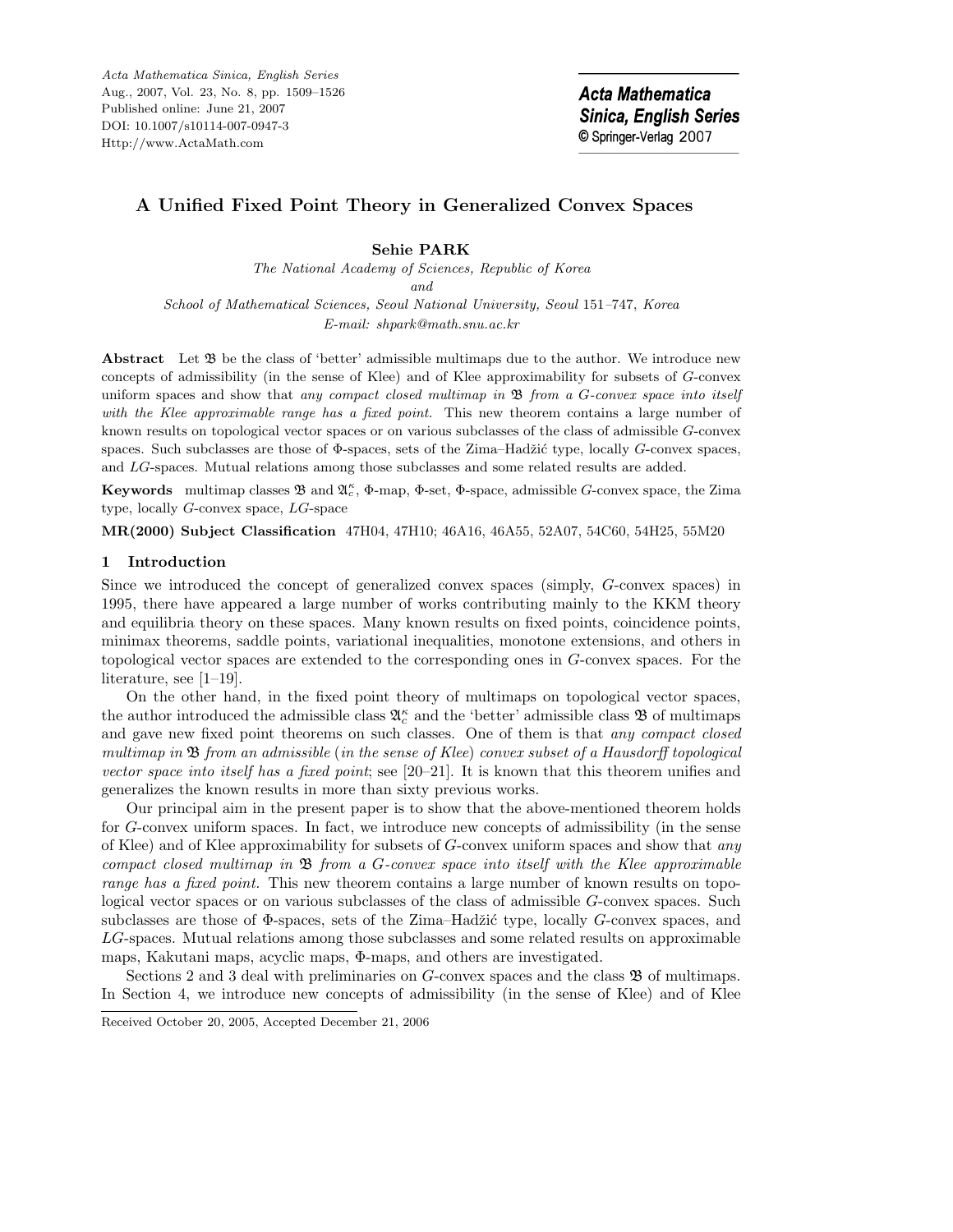# A Unified Fixed Point Theory in Generalized Convex Spaces

**Sehie PARK**

*The National Academy of Sciences, Republic of Korea*

*and*

*School of Mathematical Sciences, Seoul National University, Seoul* 151–747, *Korea*

*E-mail: shpark@math.snu.ac.kr*

**Abstract** Let $\mathfrak{B}$ be the class of 'better' admissible multimaps due to the author. We introduce new concepts of admissibility (in the sense of Klee) and of Klee approximability for subsets of $G$-convex uniform spaces and show that *any compact closed multimap in* $\mathfrak{B}$ *from a* $G$*-convex space into itself with the Klee approximable range has a fixed point.* This new theorem contains a large number of known results on topological vector spaces or on various subclasses of the class of admissible $G$-convex spaces. Such subclasses are those of $\Phi$-spaces, sets of the Zima–Hadžić type, locally $G$-convex spaces, and $LG$-spaces. Mutual relations among those subclasses and some related results are added.

**Keywords** multimap classes $\mathfrak{B}$ and $\mathfrak{A}_c^\kappa$, $\Phi$-map, $\Phi$-set, $\Phi$-space, admissible $G$-convex space, the Zima type, locally $G$-convex space, $LG$-space

**MR(2000) Subject Classification** 47H04, 47H10; 46A16, 46A55, 52A07, 54C60, 54H25, 55M20

## 1 Introduction

Since we introduced the concept of generalized convex spaces (simply, $G$-convex spaces) in 1995, there have appeared a large number of works contributing mainly to the KKM theory and equilibria theory on these spaces. Many known results on fixed points, coincidence points, minimax theorems, saddle points, variational inequalities, monotone extensions, and others in topological vector spaces are extended to the corresponding ones in $G$-convex spaces. For the literature, see [1–19].

On the other hand, in the fixed point theory of multimaps on topological vector spaces, the author introduced the admissible class $\mathfrak{A}_c^\kappa$ and the 'better' admissible class $\mathfrak{B}$ of multimaps and gave new fixed point theorems on such classes. One of them is that *any compact closed multimap in* $\mathfrak{B}$ *from an admissible* (*in the sense of Klee*) *convex subset of a Hausdorff topological vector space into itself has a fixed point*; see [20–21]. It is known that this theorem unifies and generalizes the known results in more than sixty previous works.

Our principal aim in the present paper is to show that the above-mentioned theorem holds for $G$-convex uniform spaces. In fact, we introduce new concepts of admissibility (in the sense of Klee) and of Klee approximability for subsets of $G$-convex uniform spaces and show that *any compact closed multimap in* $\mathfrak{B}$ *from a* $G$*-convex space into itself with the Klee approximable range has a fixed point.* This new theorem contains a large number of known results on topological vector spaces or on various subclasses of the class of admissible $G$-convex spaces. Such subclasses are those of $\Phi$-spaces, sets of the Zima–Hadžić type, locally $G$-convex spaces, and $LG$-spaces. Mutual relations among those subclasses and some related results on approximable maps, Kakutani maps, acyclic maps, $\Phi$-maps, and others are investigated.

Sections 2 and 3 deal with preliminaries on $G$-convex spaces and the class $\mathfrak{B}$ of multimaps. In Section 4, we introduce new concepts of admissibility (in the sense of Klee) and of Klee

Received October 20, 2005, Accepted December 21, 2006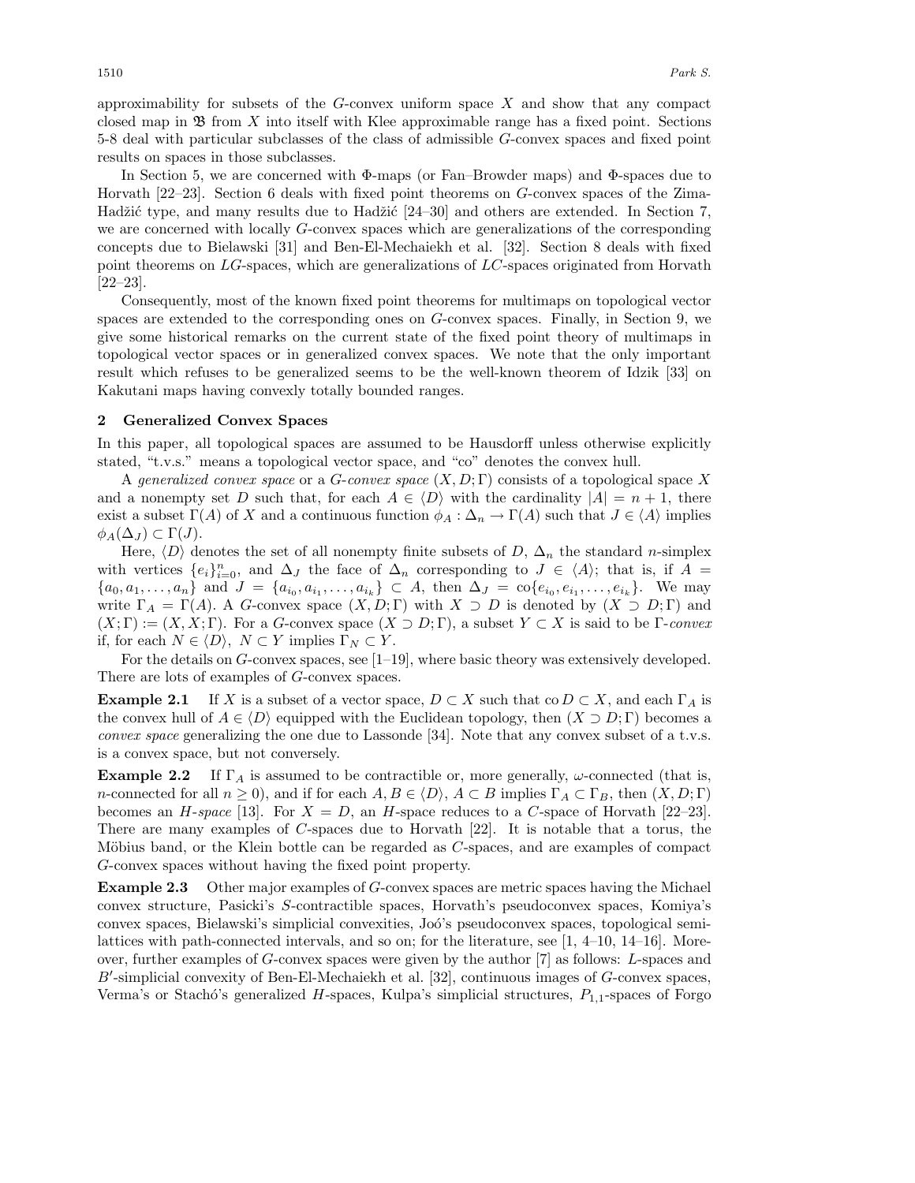approximability for subsets of the $G$-convex uniform space $X$ and show that any compact closed map in $\mathfrak{B}$ from $X$ into itself with Klee approximable range has a fixed point. Sections 5-8 deal with particular subclasses of the class of admissible $G$-convex spaces and fixed point results on spaces in those subclasses.

In Section 5, we are concerned with $\Phi$-maps (or Fan–Browder maps) and $\Phi$-spaces due to Horvath [22–23]. Section 6 deals with fixed point theorems on $G$-convex spaces of the Zima-Hadžić type, and many results due to Hadžić [24–30] and others are extended. In Section 7, we are concerned with locally $G$-convex spaces which are generalizations of the corresponding concepts due to Bielawski [31] and Ben-El-Mechaiekh et al. [32]. Section 8 deals with fixed point theorems on $LG$-spaces, which are generalizations of $LC$-spaces originated from Horvath [22–23].

Consequently, most of the known fixed point theorems for multimaps on topological vector spaces are extended to the corresponding ones on $G$-convex spaces. Finally, in Section 9, we give some historical remarks on the current state of the fixed point theory of multimaps in topological vector spaces or in generalized convex spaces. We note that the only important result which refuses to be generalized seems to be the well-known theorem of Idzik [33] on Kakutani maps having convexly totally bounded ranges.

## 2 Generalized Convex Spaces

In this paper, all topological spaces are assumed to be Hausdorff unless otherwise explicitly stated, "t.v.s." means a topological vector space, and "co" denotes the convex hull.

A *generalized convex space* or a *G-convex space* $(X, D; \Gamma)$ consists of a topological space $X$ and a nonempty set $D$ such that, for each $A \in \langle D \rangle$ with the cardinality $|A| = n + 1$, there exist a subset $\Gamma(A)$ of $X$ and a continuous function $\phi_A : \Delta_n \to \Gamma(A)$ such that $J \in \langle A \rangle$ implies $\phi_A(\Delta_J) \subset \Gamma(J)$.

Here, $\langle D \rangle$ denotes the set of all nonempty finite subsets of $D$, $\Delta_n$ the standard $n$-simplex with vertices $\{e_i\}_{i=0}^n$, and $\Delta_J$ the face of $\Delta_n$ corresponding to $J \in \langle A \rangle$; that is, if $A = \{a_0, a_1, \ldots, a_n\}$ and $J = \{a_{i_0}, a_{i_1}, \ldots, a_{i_k}\} \subset A$, then $\Delta_J = \mathrm{co}\{e_{i_0}, e_{i_1}, \ldots, e_{i_k}\}$. We may write $\Gamma_A = \Gamma(A)$. A $G$-convex space $(X, D; \Gamma)$ with $X \supset D$ is denoted by $(X \supset D; \Gamma)$ and $(X; \Gamma) := (X, X; \Gamma)$. For a $G$-convex space $(X \supset D; \Gamma)$, a subset $Y \subset X$ is said to be $\Gamma$-*convex* if, for each $N \in \langle D \rangle$, $N \subset Y$ implies $\Gamma_N \subset Y$.

For the details on $G$-convex spaces, see [1–19], where basic theory was extensively developed. There are lots of examples of $G$-convex spaces.

**Example 2.1** If $X$ is a subset of a vector space, $D \subset X$ such that $\mathrm{co}\, D \subset X$, and each $\Gamma_A$ is the convex hull of $A \in \langle D \rangle$ equipped with the Euclidean topology, then $(X \supset D; \Gamma)$ becomes a *convex space* generalizing the one due to Lassonde [34]. Note that any convex subset of a t.v.s. is a convex space, but not conversely.

**Example 2.2** If $\Gamma_A$ is assumed to be contractible or, more generally, $\omega$-connected (that is, $n$-connected for all $n \geq 0$), and if for each $A, B \in \langle D \rangle$, $A \subset B$ implies $\Gamma_A \subset \Gamma_B$, then $(X, D; \Gamma)$ becomes an *H-space* [13]. For $X = D$, an $H$-space reduces to a $C$-space of Horvath [22–23]. There are many examples of $C$-spaces due to Horvath [22]. It is notable that a torus, the Möbius band, or the Klein bottle can be regarded as $C$-spaces, and are examples of compact $G$-convex spaces without having the fixed point property.

**Example 2.3** Other major examples of $G$-convex spaces are metric spaces having the Michael convex structure, Pasicki's $S$-contractible spaces, Horvath's pseudoconvex spaces, Komiya's convex spaces, Bielawski's simplicial convexities, Joó's pseudoconvex spaces, topological semilattices with path-connected intervals, and so on; for the literature, see [1, 4–10, 14–16]. Moreover, further examples of $G$-convex spaces were given by the author [7] as follows: $L$-spaces and $B'$-simplicial convexity of Ben-El-Mechaiekh et al. [32], continuous images of $G$-convex spaces, Verma's or Stachó's generalized $H$-spaces, Kulpa's simplicial structures, $P_{1,1}$-spaces of Forgo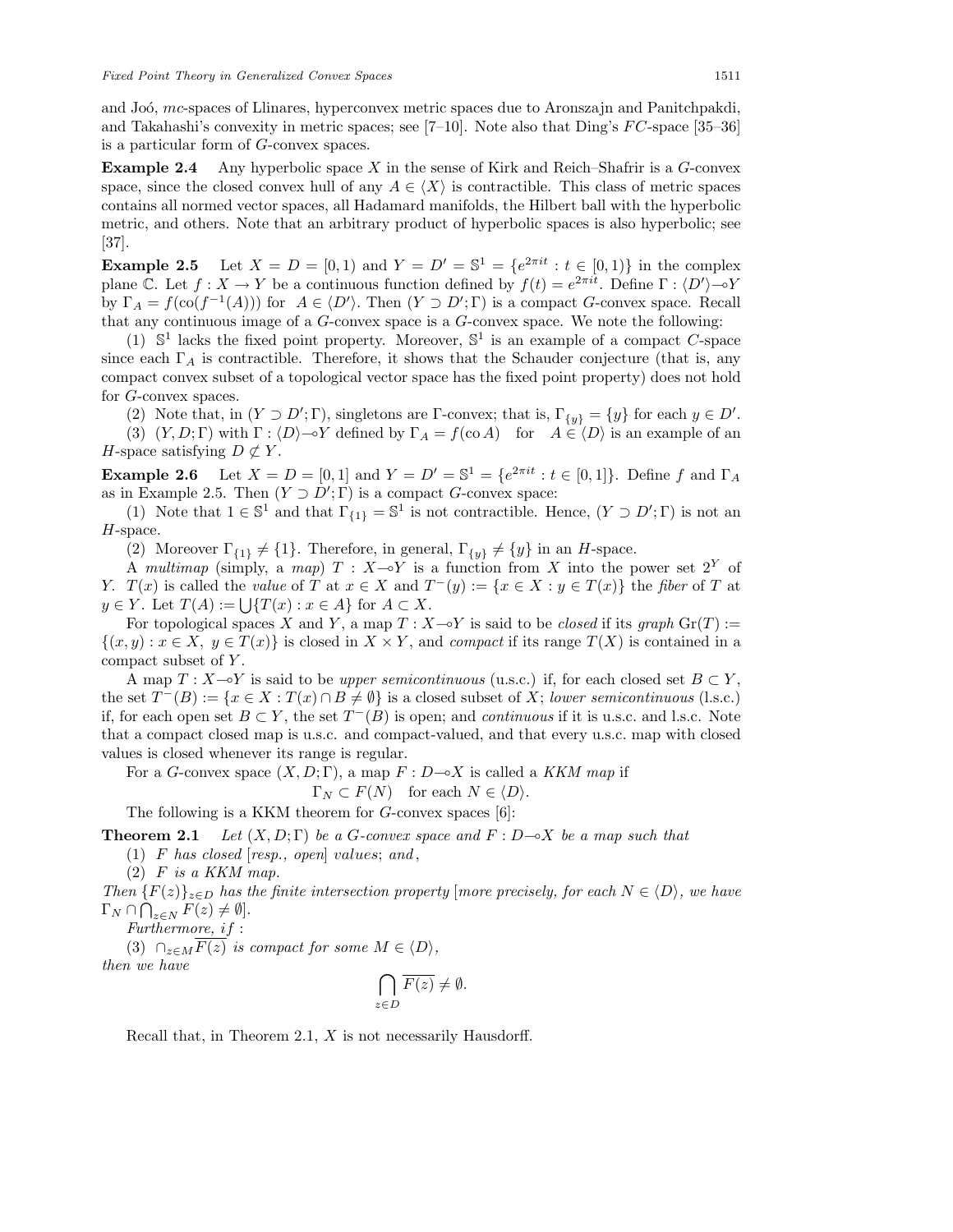and Joó, $mc$-spaces of Llinares, hyperconvex metric spaces due to Aronszajn and Panitchpakdi, and Takahashi's convexity in metric spaces; see [7–10]. Note also that Ding's $FC$-space [35–36] is a particular form of $G$-convex spaces.

**Example 2.4** Any hyperbolic space $X$ in the sense of Kirk and Reich–Shafrir is a $G$-convex space, since the closed convex hull of any $A \in \langle X \rangle$ is contractible. This class of metric spaces contains all normed vector spaces, all Hadamard manifolds, the Hilbert ball with the hyperbolic metric, and others. Note that an arbitrary product of hyperbolic spaces is also hyperbolic; see [37].

**Example 2.5** Let $X = D = [0, 1)$ and $Y = D' = \mathbb{S}^1 = \{e^{2\pi it} : t \in [0, 1)\}$ in the complex plane $\mathbb{C}$. Let $f : X \to Y$ be a continuous function defined by $f(t) = e^{2\pi it}$. Define $\Gamma : \langle D' \rangle \multimap Y$ by $\Gamma_A = f(\mathrm{co}(f^{-1}(A)))$ for $A \in \langle D' \rangle$. Then $(Y \supset D'; \Gamma)$ is a compact $G$-convex space. Recall that any continuous image of a $G$-convex space is a $G$-convex space. We note the following:

(1) $\mathbb{S}^1$ lacks the fixed point property. Moreover, $\mathbb{S}^1$ is an example of a compact $C$-space since each $\Gamma_A$ is contractible. Therefore, it shows that the Schauder conjecture (that is, any compact convex subset of a topological vector space has the fixed point property) does not hold for $G$-convex spaces.

(2) Note that, in $(Y \supset D'; \Gamma)$, singletons are $\Gamma$-convex; that is, $\Gamma_{\{y\}} = \{y\}$ for each $y \in D'$.

(3) $(Y, D; \Gamma)$ with $\Gamma : \langle D \rangle \multimap Y$ defined by $\Gamma_A = f(\mathrm{co}\, A)$ for $A \in \langle D \rangle$ is an example of an $H$-space satisfying $D \not\subset Y$.

**Example 2.6** Let $X = D = [0, 1]$ and $Y = D' = \mathbb{S}^1 = \{e^{2\pi it} : t \in [0, 1]\}$. Define $f$ and $\Gamma_A$ as in Example 2.5. Then $(Y \supset D'; \Gamma)$ is a compact $G$-convex space:

(1) Note that $1 \in \mathbb{S}^1$ and that $\Gamma_{\{1\}} = \mathbb{S}^1$ is not contractible. Hence, $(Y \supset D'; \Gamma)$ is not an $H$-space.

(2) Moreover $\Gamma_{\{1\}} \neq \{1\}$. Therefore, in general, $\Gamma_{\{y\}} \neq \{y\}$ in an $H$-space.

A *multimap* (simply, a *map*) $T : X \multimap Y$ is a function from $X$ into the power set $2^Y$ of $Y$. $T(x)$ is called the *value* of $T$ at $x \in X$ and $T^-(y) := \{x \in X : y \in T(x)\}$ the *fiber* of $T$ at $y \in Y$. Let $T(A) := \bigcup\{T(x) : x \in A\}$ for $A \subset X$.

For topological spaces $X$ and $Y$, a map $T : X \multimap Y$ is said to be *closed* if its *graph* $\mathrm{Gr}(T) := \{(x, y) : x \in X,\ y \in T(x)\}$ is closed in $X \times Y$, and *compact* if its range $T(X)$ is contained in a compact subset of $Y$.

A map $T : X \multimap Y$ is said to be *upper semicontinuous* (u.s.c.) if, for each closed set $B \subset Y$, the set $T^-(B) := \{x \in X : T(x) \cap B \neq \emptyset\}$ is a closed subset of $X$; *lower semicontinuous* (l.s.c.) if, for each open set $B \subset Y$, the set $T^-(B)$ is open; and *continuous* if it is u.s.c. and l.s.c. Note that a compact closed map is u.s.c. and compact-valued, and that every u.s.c. map with closed values is closed whenever its range is regular.

For a $G$-convex space $(X, D; \Gamma)$, a map $F : D \multimap X$ is called a *KKM map* if

$$\Gamma_N \subset F(N) \quad \text{for each } N \in \langle D \rangle.$$

The following is a KKM theorem for $G$-convex spaces [6]:

**Theorem 2.1** *Let $(X, D; \Gamma)$ be a $G$-convex space and $F : D \multimap X$ be a map such that*

*(1) $F$ has closed [resp., open] values; and,*

*(2) $F$ is a KKM map.*

*Then $\{F(z)\}_{z \in D}$ has the finite intersection property [more precisely, for each $N \in \langle D \rangle$, we have $\Gamma_N \cap \bigcap_{z \in N} F(z) \neq \emptyset$].*

*Furthermore, if :*

*(3) $\cap_{z \in M} \overline{F(z)}$ is compact for some $M \in \langle D \rangle$,*

*then we have*

$$\bigcap_{z \in D} \overline{F(z)} \neq \emptyset.$$

Recall that, in Theorem 2.1, $X$ is not necessarily Hausdorff.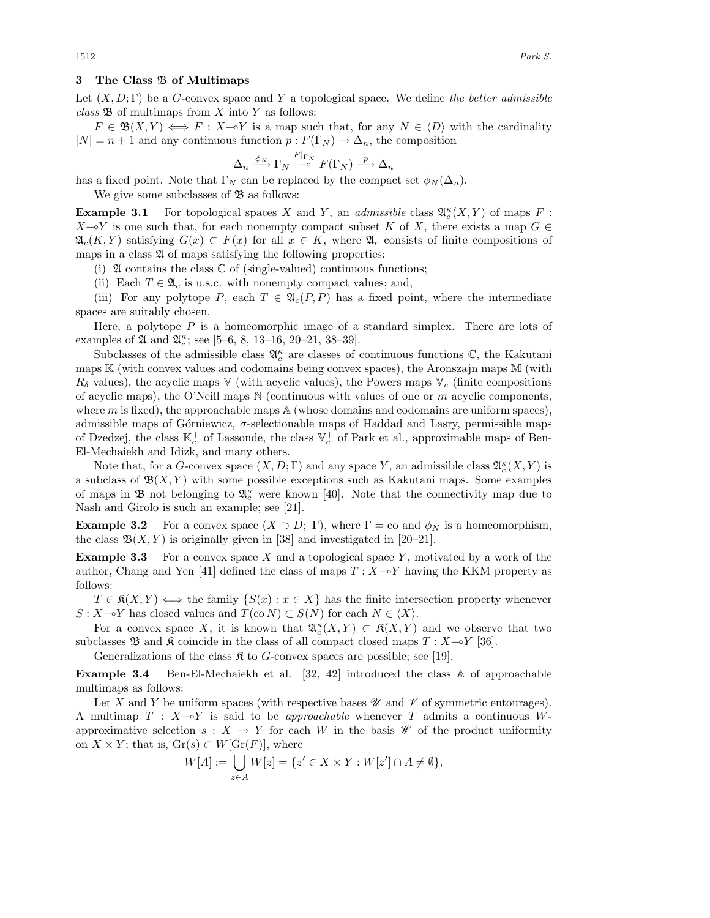## 3 The Class $\mathfrak{B}$ of Multimaps

Let $(X, D; \Gamma)$ be a $G$-convex space and $Y$ a topological space. We define *the better admissible class* $\mathfrak{B}$ of multimaps from $X$ into $Y$ as follows:

$F \in \mathfrak{B}(X, Y) \iff F : X \multimap Y$ is a map such that, for any $N \in \langle D \rangle$ with the cardinality $|N| = n + 1$ and any continuous function $p : F(\Gamma_N) \to \Delta_n$, the composition

$$\Delta_n \xrightarrow{\phi_N} \Gamma_N \overset{F|_{\Gamma_N}}{\multimap} F(\Gamma_N) \xrightarrow{p} \Delta_n$$

has a fixed point. Note that $\Gamma_N$ can be replaced by the compact set $\phi_N(\Delta_n)$.

We give some subclasses of $\mathfrak{B}$ as follows:

**Example 3.1** For topological spaces $X$ and $Y$, an *admissible* class $\mathfrak{A}_c^\kappa(X, Y)$ of maps $F : X \multimap Y$ is one such that, for each nonempty compact subset $K$ of $X$, there exists a map $G \in \mathfrak{A}_c(K, Y)$ satisfying $G(x) \subset F(x)$ for all $x \in K$, where $\mathfrak{A}_c$ consists of finite compositions of maps in a class $\mathfrak{A}$ of maps satisfying the following properties:

(i) $\mathfrak{A}$ contains the class $\mathbb{C}$ of (single-valued) continuous functions;

(ii) Each $T \in \mathfrak{A}_c$ is u.s.c. with nonempty compact values; and,

(iii) For any polytope $P$, each $T \in \mathfrak{A}_c(P, P)$ has a fixed point, where the intermediate spaces are suitably chosen.

Here, a polytope $P$ is a homeomorphic image of a standard simplex. There are lots of examples of $\mathfrak{A}$ and $\mathfrak{A}_c^\kappa$; see [5–6, 8, 13–16, 20–21, 38–39].

Subclasses of the admissible class $\mathfrak{A}_c^\kappa$ are classes of continuous functions $\mathbb{C}$, the Kakutani maps $\mathbb{K}$ (with convex values and codomains being convex spaces), the Aronszajn maps $\mathbb{M}$ (with $R_\delta$ values), the acyclic maps $\mathbb{V}$ (with acyclic values), the Powers maps $\mathbb{V}_c$ (finite compositions of acyclic maps), the O'Neill maps $\mathbb{N}$ (continuous with values of one or $m$ acyclic components, where $m$ is fixed), the approachable maps $\mathbb{A}$ (whose domains and codomains are uniform spaces), admissible maps of Górniewicz, $\sigma$-selectionable maps of Haddad and Lasry, permissible maps of Dzedzej, the class $\mathbb{K}_c^+$ of Lassonde, the class $\mathbb{V}_c^+$ of Park et al., approximable maps of Ben-El-Mechaiekh and Idizk, and many others.

Note that, for a $G$-convex space $(X, D; \Gamma)$ and any space $Y$, an admissible class $\mathfrak{A}_c^\kappa(X, Y)$ is a subclass of $\mathfrak{B}(X, Y)$ with some possible exceptions such as Kakutani maps. Some examples of maps in $\mathfrak{B}$ not belonging to $\mathfrak{A}_c^\kappa$ were known [40]. Note that the connectivity map due to Nash and Girolo is such an example; see [21].

**Example 3.2** For a convex space $(X \supset D;\ \Gamma)$, where $\Gamma = \mathrm{co}$ and $\phi_N$ is a homeomorphism, the class $\mathfrak{B}(X, Y)$ is originally given in [38] and investigated in [20–21].

**Example 3.3** For a convex space $X$ and a topological space $Y$, motivated by a work of the author, Chang and Yen [41] defined the class of maps $T : X \multimap Y$ having the KKM property as follows:

$T \in \mathfrak{K}(X, Y) \iff$ the family $\{S(x) : x \in X\}$ has the finite intersection property whenever $S : X \multimap Y$ has closed values and $T(\mathrm{co}\, N) \subset S(N)$ for each $N \in \langle X \rangle$.

For a convex space $X$, it is known that $\mathfrak{A}_c^\kappa(X, Y) \subset \mathfrak{K}(X, Y)$ and we observe that two subclasses $\mathfrak{B}$ and $\mathfrak{K}$ coincide in the class of all compact closed maps $T : X \multimap Y$ [36].

Generalizations of the class $\mathfrak{K}$ to $G$-convex spaces are possible; see [19].

**Example 3.4** Ben-El-Mechaiekh et al. [32, 42] introduced the class $\mathbb{A}$ of approachable multimaps as follows:

Let $X$ and $Y$ be uniform spaces (with respective bases $\mathscr{U}$ and $\mathscr{V}$ of symmetric entourages). A multimap $T : X \multimap Y$ is said to be *approachable* whenever $T$ admits a continuous $W$-approximative selection $s : X \to Y$ for each $W$ in the basis $\mathscr{W}$ of the product uniformity on $X \times Y$; that is, $\mathrm{Gr}(s) \subset W[\mathrm{Gr}(F)]$, where

$$W[A] := \bigcup_{z \in A} W[z] = \{z' \in X \times Y : W[z'] \cap A \neq \emptyset\},$$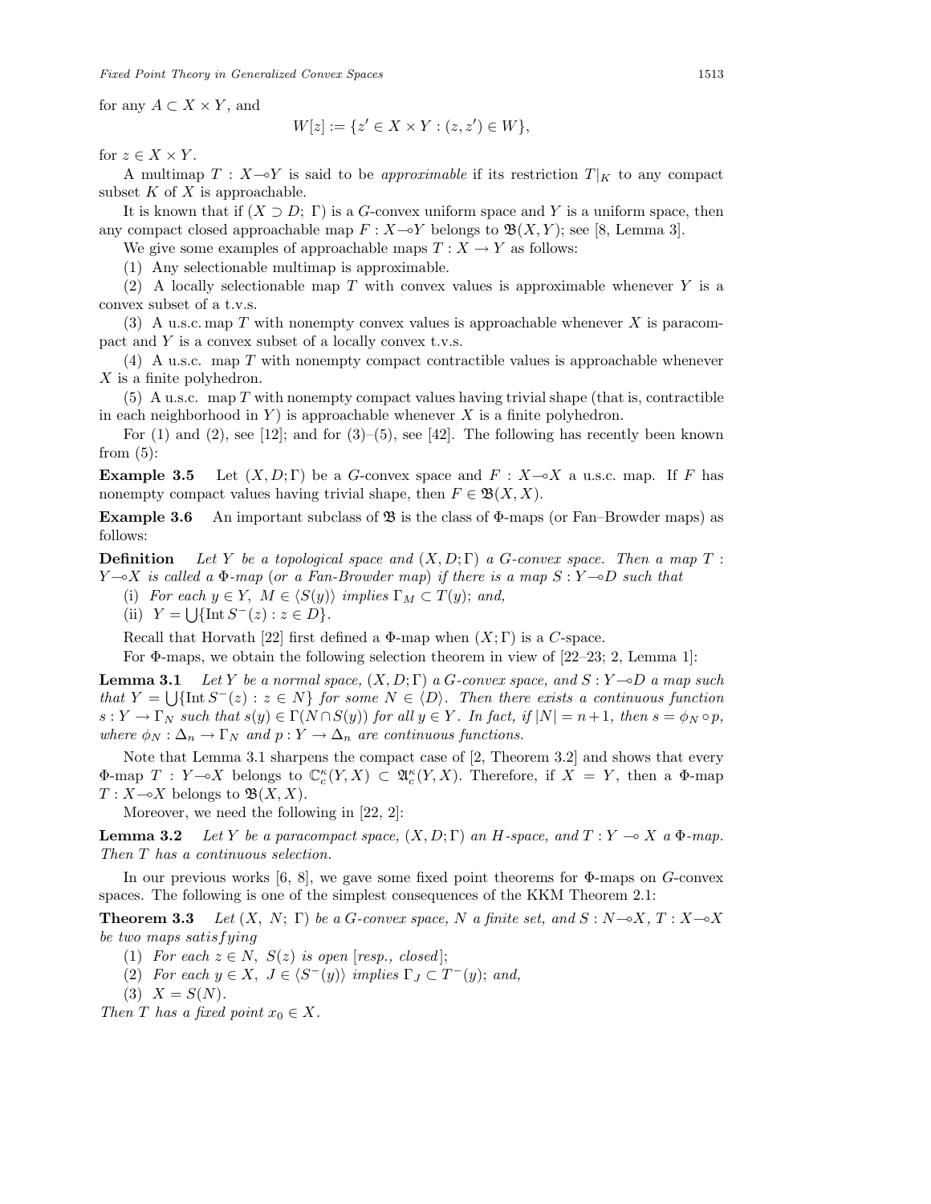for any $A \subset X \times Y$, and

$$W[z] := \{z' \in X \times Y : (z, z') \in W\},$$

for $z \in X \times Y$.

A multimap $T : X \multimap Y$ is said to be *approximable* if its restriction $T|_K$ to any compact subset $K$ of $X$ is approachable.

It is known that if $(X \supset D;\ \Gamma)$ is a $G$-convex uniform space and $Y$ is a uniform space, then any compact closed approachable map $F : X \multimap Y$ belongs to $\mathfrak{B}(X, Y)$; see [8, Lemma 3].

We give some examples of approachable maps $T : X \to Y$ as follows:

(1) Any selectionable multimap is approximable.

(2) A locally selectionable map $T$ with convex values is approximable whenever $Y$ is a convex subset of a t.v.s.

(3) A u.s.c. map $T$ with nonempty convex values is approachable whenever $X$ is paracompact and $Y$ is a convex subset of a locally convex t.v.s.

(4) A u.s.c. map $T$ with nonempty compact contractible values is approachable whenever $X$ is a finite polyhedron.

(5) A u.s.c. map $T$ with nonempty compact values having trivial shape (that is, contractible in each neighborhood in $Y$) is approachable whenever $X$ is a finite polyhedron.

For (1) and (2), see [12]; and for (3)–(5), see [42]. The following has recently been known from (5):

**Example 3.5** Let $(X, D; \Gamma)$ be a $G$-convex space and $F : X \multimap X$ a u.s.c. map. If $F$ has nonempty compact values having trivial shape, then $F \in \mathfrak{B}(X, X)$.

**Example 3.6** An important subclass of $\mathfrak{B}$ is the class of $\Phi$-maps (or Fan–Browder maps) as follows:

**Definition** *Let $Y$ be a topological space and $(X, D; \Gamma)$ a $G$-convex space. Then a map $T : Y \multimap X$ is called a $\Phi$-map (or a Fan-Browder map) if there is a map $S : Y \multimap D$ such that*

(i) *For each $y \in Y$, $M \in \langle S(y)\rangle$ implies $\Gamma_M \subset T(y)$; and,*

(ii) $Y = \bigcup\{\mathrm{Int}\, S^{-}(z) : z \in D\}$.

Recall that Horvath [22] first defined a $\Phi$-map when $(X; \Gamma)$ is a $C$-space.

For $\Phi$-maps, we obtain the following selection theorem in view of [22–23; 2, Lemma 1]:

**Lemma 3.1** *Let $Y$ be a normal space, $(X, D; \Gamma)$ a $G$-convex space, and $S : Y \multimap D$ a map such that $Y = \bigcup\{\mathrm{Int}\, S^{-}(z) : z \in N\}$ for some $N \in \langle D\rangle$. Then there exists a continuous function $s : Y \to \Gamma_N$ such that $s(y) \in \Gamma(N \cap S(y))$ for all $y \in Y$. In fact, if $|N| = n+1$, then $s = \phi_N \circ p$, where $\phi_N : \Delta_n \to \Gamma_N$ and $p : Y \to \Delta_n$ are continuous functions.*

Note that Lemma 3.1 sharpens the compact case of [2, Theorem 3.2] and shows that every $\Phi$-map $T : Y \multimap X$ belongs to $\mathbb{C}^{\kappa}_c(Y, X) \subset \mathfrak{A}^{\kappa}_c(Y, X)$. Therefore, if $X = Y$, then a $\Phi$-map $T : X \multimap X$ belongs to $\mathfrak{B}(X, X)$.

Moreover, we need the following in [22, 2]:

**Lemma 3.2** *Let $Y$ be a paracompact space, $(X, D; \Gamma)$ an $H$-space, and $T : Y \multimap X$ a $\Phi$-map. Then $T$ has a continuous selection.*

In our previous works [6, 8], we gave some fixed point theorems for $\Phi$-maps on $G$-convex spaces. The following is one of the simplest consequences of the KKM Theorem 2.1:

**Theorem 3.3** *Let $(X,\ N;\ \Gamma)$ be a $G$-convex space, $N$ a finite set, and $S : N \multimap X$, $T : X \multimap X$ be two maps satisfying*

(1) *For each $z \in N$, $S(z)$ is open [resp., closed];*

(2) *For each $y \in X$, $J \in \langle S^{-}(y)\rangle$ implies $\Gamma_J \subset T^{-}(y)$; and,*

(3) $X = S(N)$.

*Then $T$ has a fixed point $x_0 \in X$.*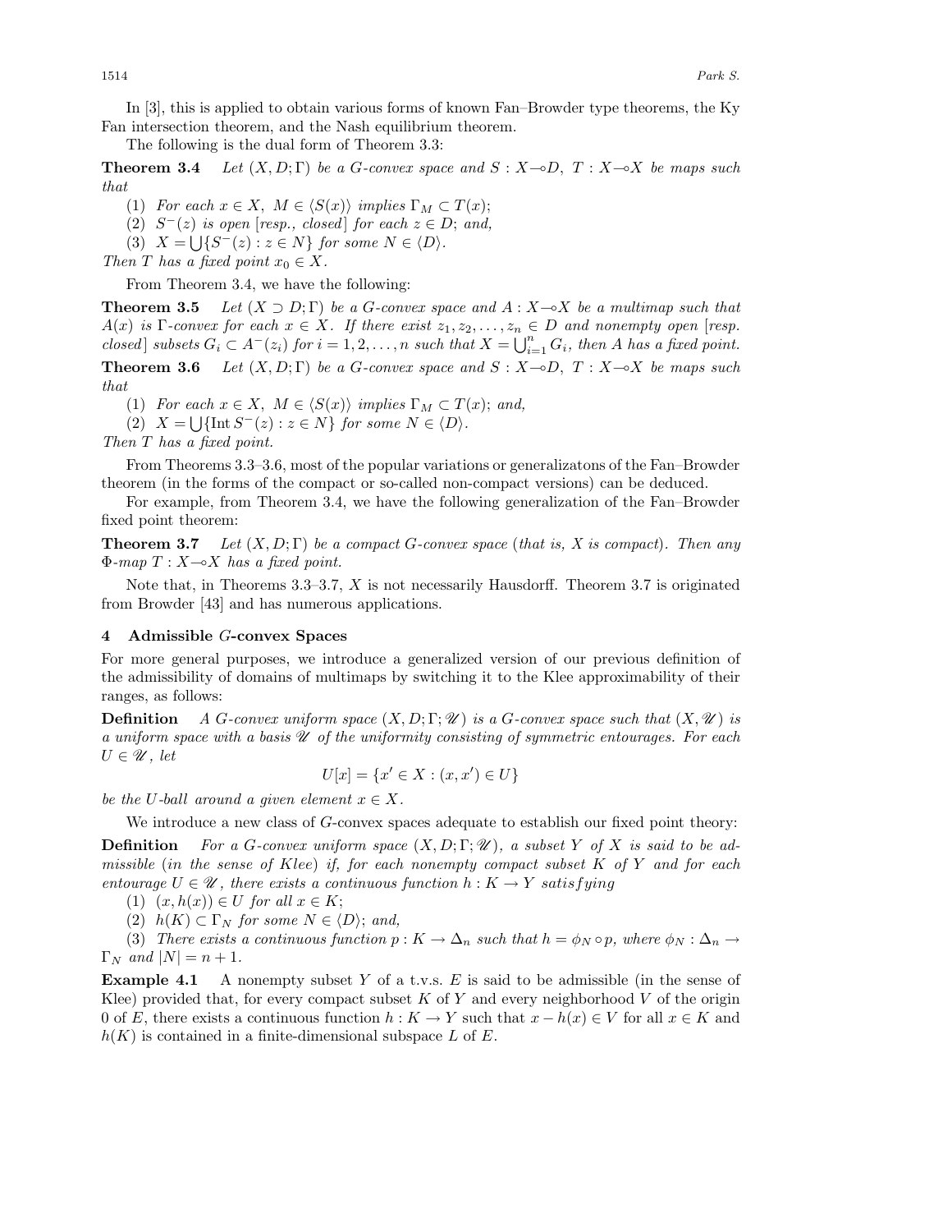In [3], this is applied to obtain various forms of known Fan–Browder type theorems, the Ky Fan intersection theorem, and the Nash equilibrium theorem.

The following is the dual form of Theorem 3.3:

**Theorem 3.4** *Let $(X, D; \Gamma)$ be a G-convex space and $S : X \multimap D$, $T : X \multimap X$ be maps such that*

(1) *For each $x \in X$, $M \in \langle S(x) \rangle$ implies $\Gamma_M \subset T(x)$;*

(2) *$S^{-}(z)$ is open [resp., closed] for each $z \in D$; and,*

(3) *$X = \bigcup\{S^{-}(z) : z \in N\}$ for some $N \in \langle D \rangle$.*

*Then $T$ has a fixed point $x_0 \in X$.*

From Theorem 3.4, we have the following:

**Theorem 3.5** *Let $(X \supset D; \Gamma)$ be a G-convex space and $A : X \multimap X$ be a multimap such that $A(x)$ is $\Gamma$-convex for each $x \in X$. If there exist $z_1, z_2, \ldots, z_n \in D$ and nonempty open [resp. closed] subsets $G_i \subset A^{-}(z_i)$ for $i = 1, 2, \ldots, n$ such that $X = \bigcup_{i=1}^{n} G_i$, then $A$ has a fixed point.*

**Theorem 3.6** *Let $(X, D; \Gamma)$ be a G-convex space and $S : X \multimap D$, $T : X \multimap X$ be maps such that*

(1) *For each $x \in X$, $M \in \langle S(x) \rangle$ implies $\Gamma_M \subset T(x)$; and,*

(2) *$X = \bigcup\{\operatorname{Int} S^{-}(z) : z \in N\}$ for some $N \in \langle D \rangle$.*

*Then $T$ has a fixed point.*

From Theorems 3.3–3.6, most of the popular variations or generalizatons of the Fan–Browder theorem (in the forms of the compact or so-called non-compact versions) can be deduced.

For example, from Theorem 3.4, we have the following generalization of the Fan–Browder fixed point theorem:

**Theorem 3.7** *Let $(X, D; \Gamma)$ be a compact G-convex space (that is, $X$ is compact). Then any $\Phi$-map $T : X \multimap X$ has a fixed point.*

Note that, in Theorems 3.3–3.7, $X$ is not necessarily Hausdorff. Theorem 3.7 is originated from Browder [43] and has numerous applications.

## 4 Admissible $G$-convex Spaces

For more general purposes, we introduce a generalized version of our previous definition of the admissibility of domains of multimaps by switching it to the Klee approximability of their ranges, as follows:

**Definition** *A G-convex uniform space $(X, D; \Gamma; \mathscr{U})$ is a G-convex space such that $(X, \mathscr{U})$ is a uniform space with a basis $\mathscr{U}$ of the uniformity consisting of symmetric entourages. For each $U \in \mathscr{U}$, let*

$$U[x] = \{x' \in X : (x, x') \in U\}$$

*be the U-ball around a given element $x \in X$.*

We introduce a new class of $G$-convex spaces adequate to establish our fixed point theory:

**Definition** *For a G-convex uniform space $(X, D; \Gamma; \mathscr{U})$, a subset $Y$ of $X$ is said to be admissible (in the sense of Klee) if, for each nonempty compact subset $K$ of $Y$ and for each entourage $U \in \mathscr{U}$, there exists a continuous function $h : K \to Y$ satisfying*

(1) *$(x, h(x)) \in U$ for all $x \in K$;*

(2) *$h(K) \subset \Gamma_N$ for some $N \in \langle D \rangle$; and,*

(3) *There exists a continuous function $p : K \to \Delta_n$ such that $h = \phi_N \circ p$, where $\phi_N : \Delta_n \to \Gamma_N$ and $|N| = n + 1$.*

**Example 4.1** A nonempty subset $Y$ of a t.v.s. $E$ is said to be admissible (in the sense of Klee) provided that, for every compact subset $K$ of $Y$ and every neighborhood $V$ of the origin 0 of $E$, there exists a continuous function $h : K \to Y$ such that $x - h(x) \in V$ for all $x \in K$ and $h(K)$ is contained in a finite-dimensional subspace $L$ of $E$.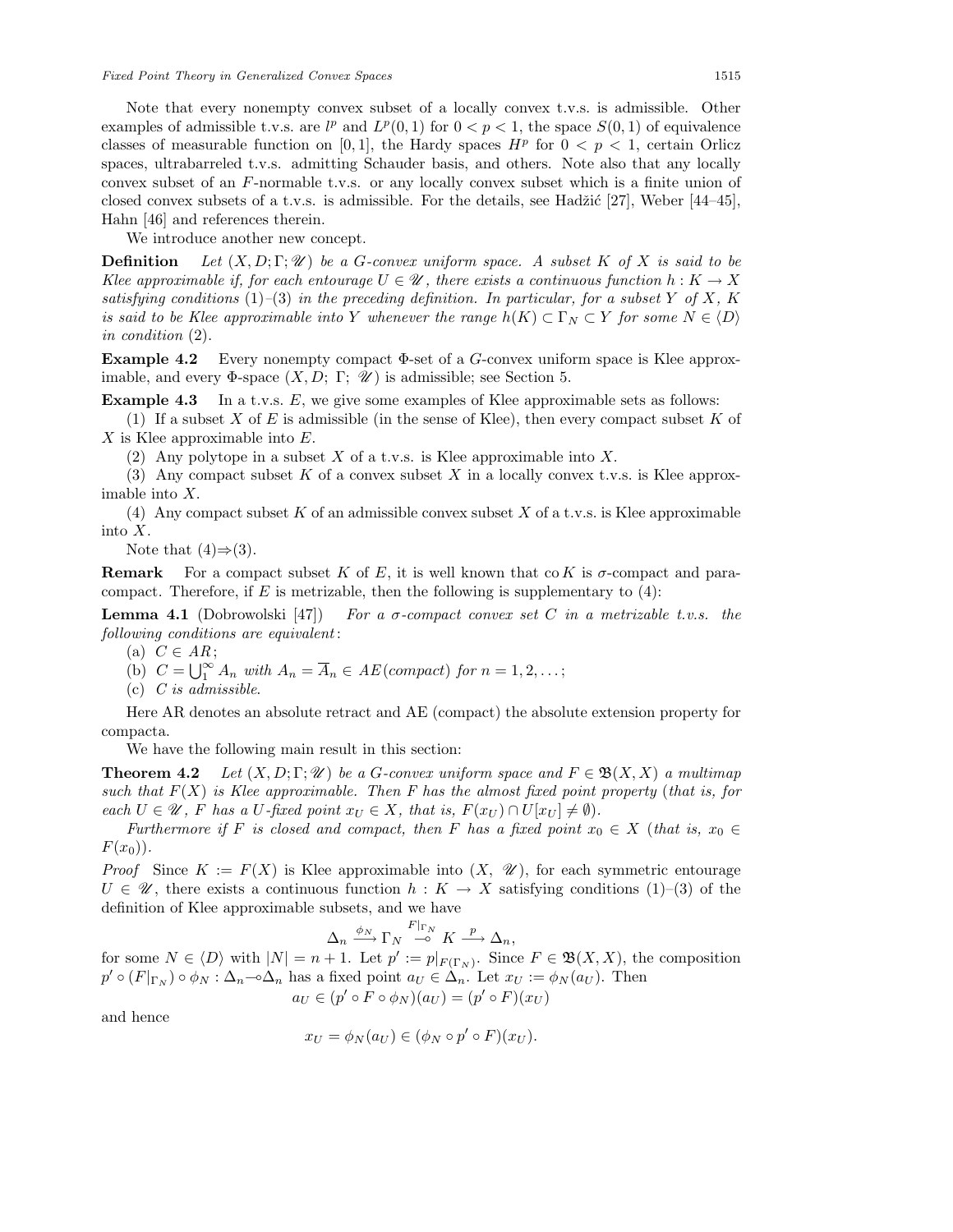Note that every nonempty convex subset of a locally convex t.v.s. is admissible. Other examples of admissible t.v.s. are $l^p$ and $L^p(0,1)$ for $0 < p < 1$, the space $S(0,1)$ of equivalence classes of measurable function on $[0,1]$, the Hardy spaces $H^p$ for $0 < p < 1$, certain Orlicz spaces, ultrabarreled t.v.s. admitting Schauder basis, and others. Note also that any locally convex subset of an $F$-normable t.v.s. or any locally convex subset which is a finite union of closed convex subsets of a t.v.s. is admissible. For the details, see Hadžić [27], Weber [44–45], Hahn [46] and references therein.

We introduce another new concept.

**Definition** *Let $(X, D; \Gamma; \mathscr{U})$ be a $G$-convex uniform space. A subset $K$ of $X$ is said to be Klee approximable if, for each entourage $U \in \mathscr{U}$, there exists a continuous function $h : K \to X$ satisfying conditions* (1)–(3) *in the preceding definition. In particular, for a subset $Y$ of $X$, $K$ is said to be Klee approximable into $Y$ whenever the range $h(K) \subset \Gamma_N \subset Y$ for some $N \in \langle D \rangle$ in condition* (2).

**Example 4.2** Every nonempty compact $\Phi$-set of a $G$-convex uniform space is Klee approximable, and every $\Phi$-space $(X, D;\ \Gamma;\ \mathscr{U})$ is admissible; see Section 5.

**Example 4.3** In a t.v.s. $E$, we give some examples of Klee approximable sets as follows:

(1) If a subset $X$ of $E$ is admissible (in the sense of Klee), then every compact subset $K$ of $X$ is Klee approximable into $E$.

(2) Any polytope in a subset $X$ of a t.v.s. is Klee approximable into $X$.

(3) Any compact subset $K$ of a convex subset $X$ in a locally convex t.v.s. is Klee approximable into $X$.

(4) Any compact subset $K$ of an admissible convex subset $X$ of a t.v.s. is Klee approximable into $X$.

Note that (4)$\Rightarrow$(3).

**Remark** For a compact subset $K$ of $E$, it is well known that $\operatorname{co} K$ is $\sigma$-compact and paracompact. Therefore, if $E$ is metrizable, then the following is supplementary to (4):

**Lemma 4.1** (Dobrowolski [47]) *For a $\sigma$-compact convex set $C$ in a metrizable t.v.s. the following conditions are equivalent*:

(a) $C \in AR$;

(b) $C = \bigcup_1^\infty A_n$ with $A_n = \overline{A}_n \in AE(compact)$ for $n = 1, 2, \ldots$;

(c) $C$ *is admissible*.

Here AR denotes an absolute retract and AE (compact) the absolute extension property for compacta.

We have the following main result in this section:

**Theorem 4.2** *Let $(X, D; \Gamma; \mathscr{U})$ be a $G$-convex uniform space and $F \in \mathfrak{B}(X, X)$ a multimap such that $F(X)$ is Klee approximable. Then $F$ has the almost fixed point property* (*that is, for each $U \in \mathscr{U}$, $F$ has a $U$-fixed point $x_U \in X$, that is, $F(x_U) \cap U[x_U] \neq \emptyset$*).

*Furthermore if $F$ is closed and compact, then $F$ has a fixed point $x_0 \in X$* (*that is, $x_0 \in F(x_0)$*).

*Proof* Since $K := F(X)$ is Klee approximable into $(X,\ \mathscr{U})$, for each symmetric entourage $U \in \mathscr{U}$, there exists a continuous function $h : K \to X$ satisfying conditions (1)–(3) of the definition of Klee approximable subsets, and we have

$$\Delta_n \xrightarrow{\phi_N} \Gamma_N \overset{F|_{\Gamma_N}}{\multimap} K \xrightarrow{p} \Delta_n,$$

for some $N \in \langle D \rangle$ with $|N| = n+1$. Let $p' := p|_{F(\Gamma_N)}$. Since $F \in \mathfrak{B}(X, X)$, the composition $p' \circ (F|_{\Gamma_N}) \circ \phi_N : \Delta_n \multimap \Delta_n$ has a fixed point $a_U \in \Delta_n$. Let $x_U := \phi_N(a_U)$. Then

$$a_U \in (p' \circ F \circ \phi_N)(a_U) = (p' \circ F)(x_U)$$

and hence

$$x_U = \phi_N(a_U) \in (\phi_N \circ p' \circ F)(x_U).$$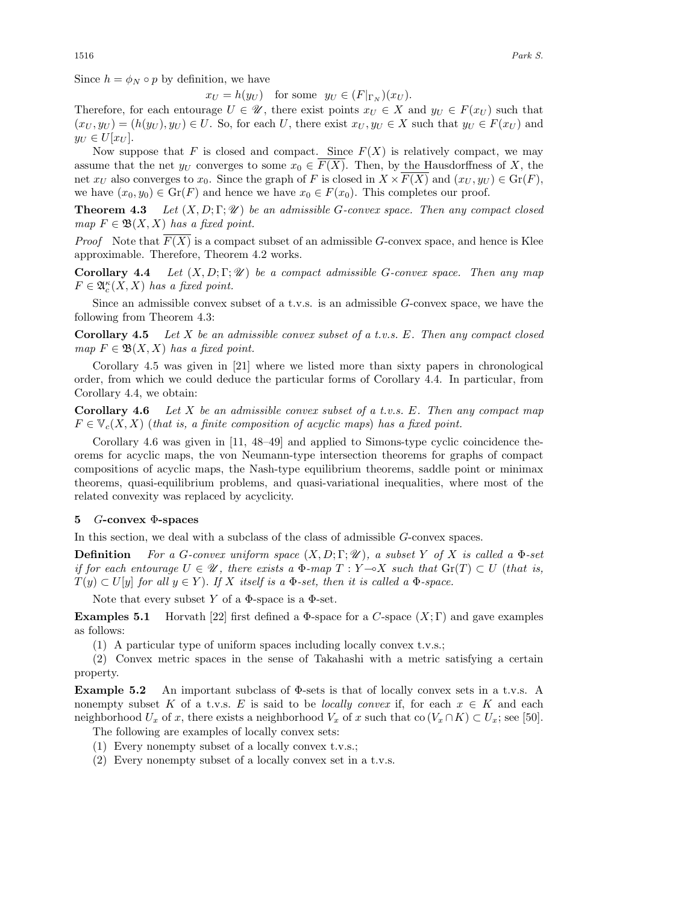Since $h = \phi_N \circ p$ by definition, we have

$$x_U = h(y_U) \quad \text{for some} \quad y_U \in (F|_{\Gamma_N})(x_U).$$

Therefore, for each entourage $U \in \mathscr{U}$, there exist points $x_U \in X$ and $y_U \in F(x_U)$ such that $(x_U, y_U) = (h(y_U), y_U) \in U$. So, for each $U$, there exist $x_U, y_U \in X$ such that $y_U \in F(x_U)$ and $y_U \in U[x_U]$.

Now suppose that $F$ is closed and compact. Since $F(X)$ is relatively compact, we may assume that the net $y_U$ converges to some $x_0 \in \overline{F(X)}$. Then, by the Hausdorffness of $X$, the net $x_U$ also converges to $x_0$. Since the graph of $F$ is closed in $X \times \overline{F(X)}$ and $(x_U, y_U) \in \mathrm{Gr}(F)$, we have $(x_0, y_0) \in \mathrm{Gr}(F)$ and hence we have $x_0 \in F(x_0)$. This completes our proof.

**Theorem 4.3** *Let $(X, D; \Gamma; \mathscr{U})$ be an admissible $G$-convex space. Then any compact closed map $F \in \mathfrak{B}(X, X)$ has a fixed point.*

*Proof* Note that $\overline{F(X)}$ is a compact subset of an admissible $G$-convex space, and hence is Klee approximable. Therefore, Theorem 4.2 works.

**Corollary 4.4** *Let $(X, D; \Gamma; \mathscr{U})$ be a compact admissible $G$-convex space. Then any map $F \in \mathfrak{A}_c^\kappa(X, X)$ has a fixed point.*

Since an admissible convex subset of a t.v.s. is an admissible $G$-convex space, we have the following from Theorem 4.3:

**Corollary 4.5** *Let $X$ be an admissible convex subset of a t.v.s. $E$. Then any compact closed map $F \in \mathfrak{B}(X, X)$ has a fixed point.*

Corollary 4.5 was given in [21] where we listed more than sixty papers in chronological order, from which we could deduce the particular forms of Corollary 4.4. In particular, from Corollary 4.4, we obtain:

**Corollary 4.6** *Let $X$ be an admissible convex subset of a t.v.s. $E$. Then any compact map $F \in \mathbb{V}_c(X, X)$ (that is, a finite composition of acyclic maps) has a fixed point.*

Corollary 4.6 was given in [11, 48–49] and applied to Simons-type cyclic coincidence theorems for acyclic maps, the von Neumann-type intersection theorems for graphs of compact compositions of acyclic maps, the Nash-type equilibrium theorems, saddle point or minimax theorems, quasi-equilibrium problems, and quasi-variational inequalities, where most of the related convexity was replaced by acyclicity.

## 5 $G$-convex $\Phi$-spaces

In this section, we deal with a subclass of the class of admissible $G$-convex spaces.

**Definition** *For a $G$-convex uniform space $(X, D; \Gamma; \mathscr{U})$, a subset $Y$ of $X$ is called a $\Phi$-set if for each entourage $U \in \mathscr{U}$, there exists a $\Phi$-map $T : Y \multimap X$ such that $\mathrm{Gr}(T) \subset U$ (that is, $T(y) \subset U[y]$ for all $y \in Y$). If $X$ itself is a $\Phi$-set, then it is called a $\Phi$-space.*

Note that every subset $Y$ of a $\Phi$-space is a $\Phi$-set.

**Examples 5.1** Horvath [22] first defined a $\Phi$-space for a $C$-space $(X; \Gamma)$ and gave examples as follows:

(1) A particular type of uniform spaces including locally convex t.v.s.;

(2) Convex metric spaces in the sense of Takahashi with a metric satisfying a certain property.

**Example 5.2** An important subclass of $\Phi$-sets is that of locally convex sets in a t.v.s. A nonempty subset $K$ of a t.v.s. $E$ is said to be *locally convex* if, for each $x \in K$ and each neighborhood $U_x$ of $x$, there exists a neighborhood $V_x$ of $x$ such that $\mathrm{co}\,(V_x \cap K) \subset U_x$; see [50].

The following are examples of locally convex sets:

(1) Every nonempty subset of a locally convex t.v.s.;

(2) Every nonempty subset of a locally convex set in a t.v.s.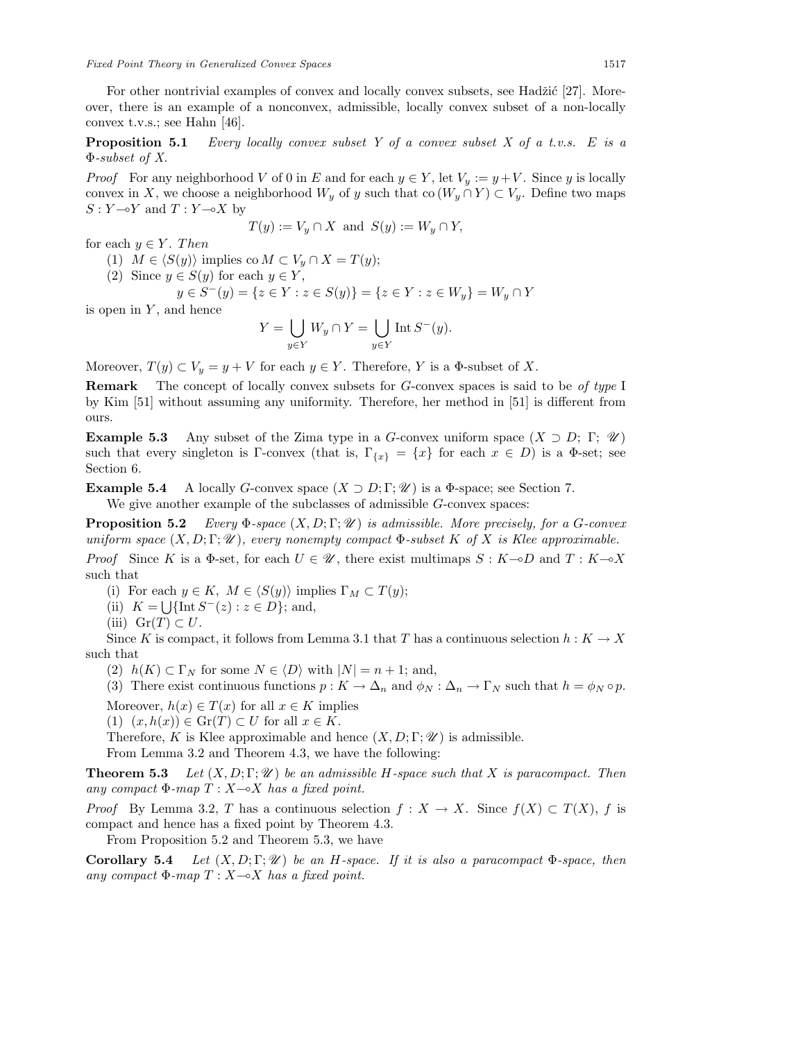For other nontrivial examples of convex and locally convex subsets, see Hadžić [27]. Moreover, there is an example of a nonconvex, admissible, locally convex subset of a non-locally convex t.v.s.; see Hahn [46].

**Proposition 5.1** *Every locally convex subset $Y$ of a convex subset $X$ of a t.v.s. $E$ is a $\Phi$-subset of $X$.*

*Proof* For any neighborhood $V$ of 0 in $E$ and for each $y \in Y$, let $V_y := y + V$. Since $y$ is locally convex in $X$, we choose a neighborhood $W_y$ of $y$ such that $\operatorname{co}(W_y \cap Y) \subset V_y$. Define two maps $S : Y \multimap Y$ and $T : Y \multimap X$ by

$$T(y) := V_y \cap X \ \text{ and } \ S(y) := W_y \cap Y,$$

for each $y \in Y$. *Then*

(1) $M \in \langle S(y) \rangle$ implies $\operatorname{co} M \subset V_y \cap X = T(y)$;

(2) Since $y \in S(y)$ for each $y \in Y$,

$$y \in S^-(y) = \{z \in Y : z \in S(y)\} = \{z \in Y : z \in W_y\} = W_y \cap Y$$

is open in $Y$, and hence

$$Y = \bigcup_{y \in Y} W_y \cap Y = \bigcup_{y \in Y} \operatorname{Int} S^-(y).$$

Moreover, $T(y) \subset V_y = y + V$ for each $y \in Y$. Therefore, $Y$ is a $\Phi$-subset of $X$.

**Remark** The concept of locally convex subsets for $G$-convex spaces is said to be *of type* I by Kim [51] without assuming any uniformity. Therefore, her method in [51] is different from ours.

**Example 5.3** Any subset of the Zima type in a $G$-convex uniform space $(X \supset D;\ \Gamma;\ \mathscr{U})$ such that every singleton is $\Gamma$-convex (that is, $\Gamma_{\{x\}} = \{x\}$ for each $x \in D$) is a $\Phi$-set; see Section 6.

**Example 5.4** A locally $G$-convex space $(X \supset D; \Gamma; \mathscr{U})$ is a $\Phi$-space; see Section 7.

We give another example of the subclasses of admissible $G$-convex spaces:

**Proposition 5.2** *Every $\Phi$-space $(X, D; \Gamma; \mathscr{U})$ is admissible. More precisely, for a $G$-convex uniform space $(X, D; \Gamma; \mathscr{U})$, every nonempty compact $\Phi$-subset $K$ of $X$ is Klee approximable.*

*Proof* Since $K$ is a $\Phi$-set, for each $U \in \mathscr{U}$, there exist multimaps $S : K \multimap D$ and $T : K \multimap X$ such that

(i) For each $y \in K$, $M \in \langle S(y) \rangle$ implies $\Gamma_M \subset T(y)$;

(ii) $K = \bigcup \{\operatorname{Int} S^-(z) : z \in D\}$; and,

(iii) $\operatorname{Gr}(T) \subset U$.

Since $K$ is compact, it follows from Lemma 3.1 that $T$ has a continuous selection $h : K \to X$ such that

(2) $h(K) \subset \Gamma_N$ for some $N \in \langle D \rangle$ with $|N| = n + 1$; and,

(3) There exist continuous functions $p : K \to \Delta_n$ and $\phi_N : \Delta_n \to \Gamma_N$ such that $h = \phi_N \circ p$.

Moreover, $h(x) \in T(x)$ for all $x \in K$ implies

(1) $(x, h(x)) \in \operatorname{Gr}(T) \subset U$ for all $x \in K$.

Therefore, $K$ is Klee approximable and hence $(X, D; \Gamma; \mathscr{U})$ is admissible.

From Lemma 3.2 and Theorem 4.3, we have the following:

**Theorem 5.3** *Let $(X, D; \Gamma; \mathscr{U})$ be an admissible $H$-space such that $X$ is paracompact. Then any compact $\Phi$-map $T : X \multimap X$ has a fixed point.*

*Proof* By Lemma 3.2, $T$ has a continuous selection $f : X \to X$. Since $f(X) \subset T(X)$, $f$ is compact and hence has a fixed point by Theorem 4.3.

From Proposition 5.2 and Theorem 5.3, we have

**Corollary 5.4** *Let $(X, D; \Gamma; \mathscr{U})$ be an $H$-space. If it is also a paracompact $\Phi$-space, then any compact $\Phi$-map $T : X \multimap X$ has a fixed point.*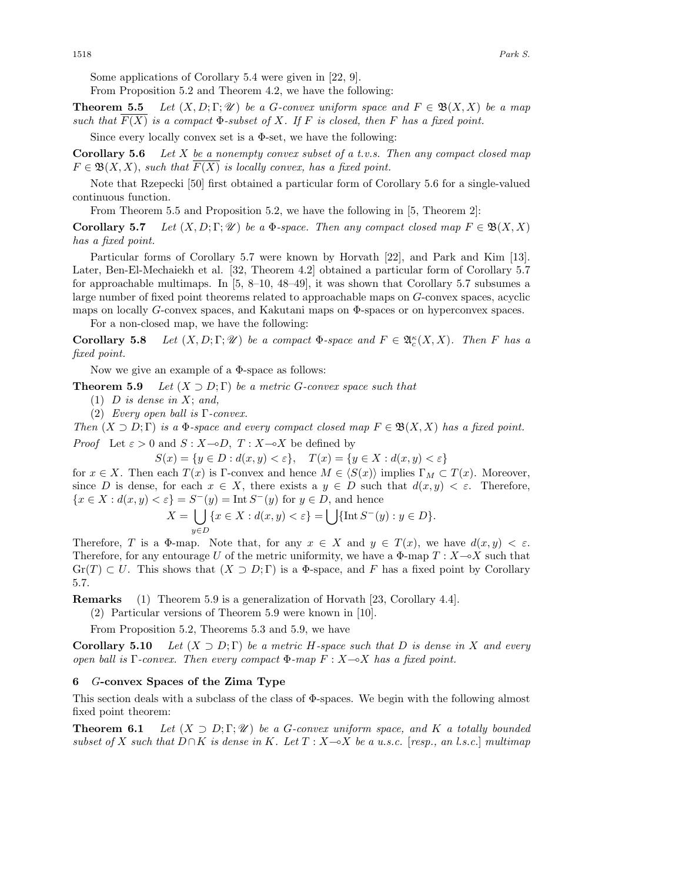Some applications of Corollary 5.4 were given in [22, 9].

From Proposition 5.2 and Theorem 4.2, we have the following:

**Theorem 5.5** *Let $(X, D; \Gamma; \mathscr{U})$ be a G-convex uniform space and $F \in \mathfrak{B}(X, X)$ be a map such that $\overline{F(X)}$ is a compact $\Phi$-subset of $X$. If $F$ is closed, then $F$ has a fixed point.*

Since every locally convex set is a $\Phi$-set, we have the following:

**Corollary 5.6** *Let $X$ be a nonempty convex subset of a t.v.s. Then any compact closed map $F \in \mathfrak{B}(X, X)$, such that $\overline{F(X)}$ is locally convex, has a fixed point.*

Note that Rzepecki [50] first obtained a particular form of Corollary 5.6 for a single-valued continuous function.

From Theorem 5.5 and Proposition 5.2, we have the following in [5, Theorem 2]:

**Corollary 5.7** *Let $(X, D; \Gamma; \mathscr{U})$ be a $\Phi$-space. Then any compact closed map $F \in \mathfrak{B}(X, X)$ has a fixed point.*

Particular forms of Corollary 5.7 were known by Horvath [22], and Park and Kim [13]. Later, Ben-El-Mechaiekh et al. [32, Theorem 4.2] obtained a particular form of Corollary 5.7 for approachable multimaps. In [5, 8–10, 48–49], it was shown that Corollary 5.7 subsumes a large number of fixed point theorems related to approachable maps on $G$-convex spaces, acyclic maps on locally $G$-convex spaces, and Kakutani maps on $\Phi$-spaces or on hyperconvex spaces.

For a non-closed map, we have the following:

**Corollary 5.8** *Let $(X, D; \Gamma; \mathscr{U})$ be a compact $\Phi$-space and $F \in \mathfrak{A}_c^\kappa(X, X)$. Then $F$ has a fixed point.*

Now we give an example of a $\Phi$-space as follows:

**Theorem 5.9** *Let $(X \supset D; \Gamma)$ be a metric G-convex space such that*

(1) *$D$ is dense in $X$; and,*

(2) *Every open ball is $\Gamma$-convex.*

*Then $(X \supset D; \Gamma)$ is a $\Phi$-space and every compact closed map $F \in \mathfrak{B}(X, X)$ has a fixed point.*

*Proof* Let $\varepsilon > 0$ and $S : X \multimap D$, $T : X \multimap X$ be defined by

$$S(x) = \{y \in D : d(x, y) < \varepsilon\}, \quad T(x) = \{y \in X : d(x, y) < \varepsilon\}$$

for $x \in X$. Then each $T(x)$ is $\Gamma$-convex and hence $M \in \langle S(x)\rangle$ implies $\Gamma_M \subset T(x)$. Moreover, since $D$ is dense, for each $x \in X$, there exists a $y \in D$ such that $d(x, y) < \varepsilon$. Therefore, $\{x \in X : d(x, y) < \varepsilon\} = S^-(y) = \operatorname{Int} S^-(y)$ for $y \in D$, and hence

$$X = \bigcup_{y \in D} \{x \in X : d(x, y) < \varepsilon\} = \bigcup\{\operatorname{Int} S^-(y) : y \in D\}.$$

Therefore, $T$ is a $\Phi$-map. Note that, for any $x \in X$ and $y \in T(x)$, we have $d(x, y) < \varepsilon$. Therefore, for any entourage $U$ of the metric uniformity, we have a $\Phi$-map $T : X \multimap X$ such that $\operatorname{Gr}(T) \subset U$. This shows that $(X \supset D; \Gamma)$ is a $\Phi$-space, and $F$ has a fixed point by Corollary 5.7.

**Remarks** (1) Theorem 5.9 is a generalization of Horvath [23, Corollary 4.4].

(2) Particular versions of Theorem 5.9 were known in [10].

From Proposition 5.2, Theorems 5.3 and 5.9, we have

**Corollary 5.10** *Let $(X \supset D; \Gamma)$ be a metric H-space such that $D$ is dense in $X$ and every open ball is $\Gamma$-convex. Then every compact $\Phi$-map $F : X \multimap X$ has a fixed point.*

## 6 *G*-convex Spaces of the Zima Type

This section deals with a subclass of the class of $\Phi$-spaces. We begin with the following almost fixed point theorem:

**Theorem 6.1** *Let $(X \supset D; \Gamma; \mathscr{U})$ be a G-convex uniform space, and $K$ a totally bounded subset of $X$ such that $D \cap K$ is dense in $K$. Let $T : X \multimap X$ be a u.s.c. [resp., an l.s.c.] multimap*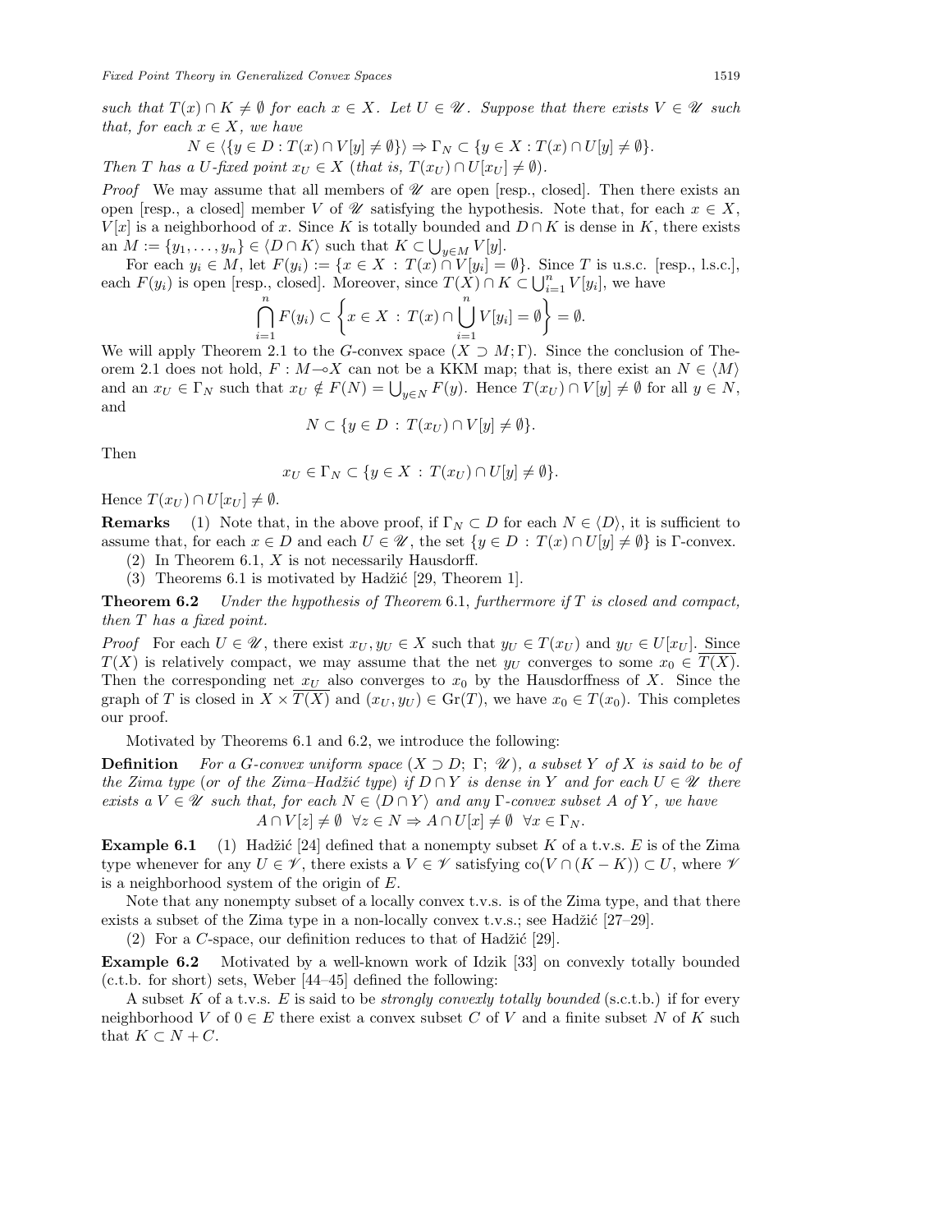*such that $T(x) \cap K \neq \emptyset$ for each $x \in X$. Let $U \in \mathscr{U}$. Suppose that there exists $V \in \mathscr{U}$ such that, for each $x \in X$, we have*

$$N \in \langle \{y \in D : T(x) \cap V[y] \neq \emptyset\} \rangle \Rightarrow \Gamma_N \subset \{y \in X : T(x) \cap U[y] \neq \emptyset\}.$$

*Then $T$ has a $U$-fixed point $x_U \in X$ (that is, $T(x_U) \cap U[x_U] \neq \emptyset$).*

*Proof* We may assume that all members of $\mathscr{U}$ are open [resp., closed]. Then there exists an open [resp., a closed] member $V$ of $\mathscr{U}$ satisfying the hypothesis. Note that, for each $x \in X$, $V[x]$ is a neighborhood of $x$. Since $K$ is totally bounded and $D \cap K$ is dense in $K$, there exists an $M := \{y_1, \ldots, y_n\} \in \langle D \cap K \rangle$ such that $K \subset \bigcup_{y \in M} V[y]$.

For each $y_i \in M$, let $F(y_i) := \{x \in X : T(x) \cap V[y_i] = \emptyset\}$. Since $T$ is u.s.c. [resp., l.s.c.], each $F(y_i)$ is open [resp., closed]. Moreover, since $T(X) \cap K \subset \bigcup_{i=1}^n V[y_i]$, we have

$$\bigcap_{i=1}^n F(y_i) \subset \left\{ x \in X : T(x) \cap \bigcup_{i=1}^n V[y_i] = \emptyset \right\} = \emptyset.$$

We will apply Theorem 2.1 to the $G$-convex space $(X \supset M; \Gamma)$. Since the conclusion of Theorem 2.1 does not hold, $F : M \multimap X$ can not be a KKM map; that is, there exist an $N \in \langle M \rangle$ and an $x_U \in \Gamma_N$ such that $x_U \notin F(N) = \bigcup_{y \in N} F(y)$. Hence $T(x_U) \cap V[y] \neq \emptyset$ for all $y \in N$, and

$$N \subset \{y \in D : T(x_U) \cap V[y] \neq \emptyset\}.$$

Then

$$x_U \in \Gamma_N \subset \{y \in X : T(x_U) \cap U[y] \neq \emptyset\}.$$

Hence $T(x_U) \cap U[x_U] \neq \emptyset$.

**Remarks** (1) Note that, in the above proof, if $\Gamma_N \subset D$ for each $N \in \langle D \rangle$, it is sufficient to assume that, for each $x \in D$ and each $U \in \mathscr{U}$, the set $\{y \in D : T(x) \cap U[y] \neq \emptyset\}$ is $\Gamma$-convex.

(2) In Theorem 6.1, $X$ is not necessarily Hausdorff.

(3) Theorems 6.1 is motivated by Hadžić [29, Theorem 1].

**Theorem 6.2** *Under the hypothesis of Theorem 6.1, furthermore if $T$ is closed and compact, then $T$ has a fixed point.*

*Proof* For each $U \in \mathscr{U}$, there exist $x_U, y_U \in X$ such that $y_U \in T(x_U)$ and $y_U \in U[x_U]$. Since $T(X)$ is relatively compact, we may assume that the net $y_U$ converges to some $x_0 \in \overline{T(X)}$. Then the corresponding net $x_U$ also converges to $x_0$ by the Hausdorffness of $X$. Since the graph of $T$ is closed in $X \times \overline{T(X)}$ and $(x_U, y_U) \in \mathrm{Gr}(T)$, we have $x_0 \in T(x_0)$. This completes our proof.

Motivated by Theorems 6.1 and 6.2, we introduce the following:

**Definition** *For a $G$-convex uniform space $(X \supset D;\ \Gamma;\ \mathscr{U})$, a subset $Y$ of $X$ is said to be of the Zima type (or of the Zima–Hadžić type) if $D \cap Y$ is dense in $Y$ and for each $U \in \mathscr{U}$ there exists a $V \in \mathscr{U}$ such that, for each $N \in \langle D \cap Y \rangle$ and any $\Gamma$-convex subset $A$ of $Y$, we have*

$$A \cap V[z] \neq \emptyset \ \ \forall z \in N \Rightarrow A \cap U[x] \neq \emptyset \ \ \forall x \in \Gamma_N.$$

**Example 6.1** (1) Hadžić [24] defined that a nonempty subset $K$ of a t.v.s. $E$ is of the Zima type whenever for any $U \in \mathscr{V}$, there exists a $V \in \mathscr{V}$ satisfying $\mathrm{co}(V \cap (K - K)) \subset U$, where $\mathscr{V}$ is a neighborhood system of the origin of $E$.

Note that any nonempty subset of a locally convex t.v.s. is of the Zima type, and that there exists a subset of the Zima type in a non-locally convex t.v.s.; see Hadžić [27–29].

(2) For a $C$-space, our definition reduces to that of Hadžić [29].

**Example 6.2** Motivated by a well-known work of Idzik [33] on convexly totally bounded (c.t.b. for short) sets, Weber [44–45] defined the following:

A subset $K$ of a t.v.s. $E$ is said to be *strongly convexly totally bounded* (s.c.t.b.) if for every neighborhood $V$ of $0 \in E$ there exist a convex subset $C$ of $V$ and a finite subset $N$ of $K$ such that $K \subset N + C$.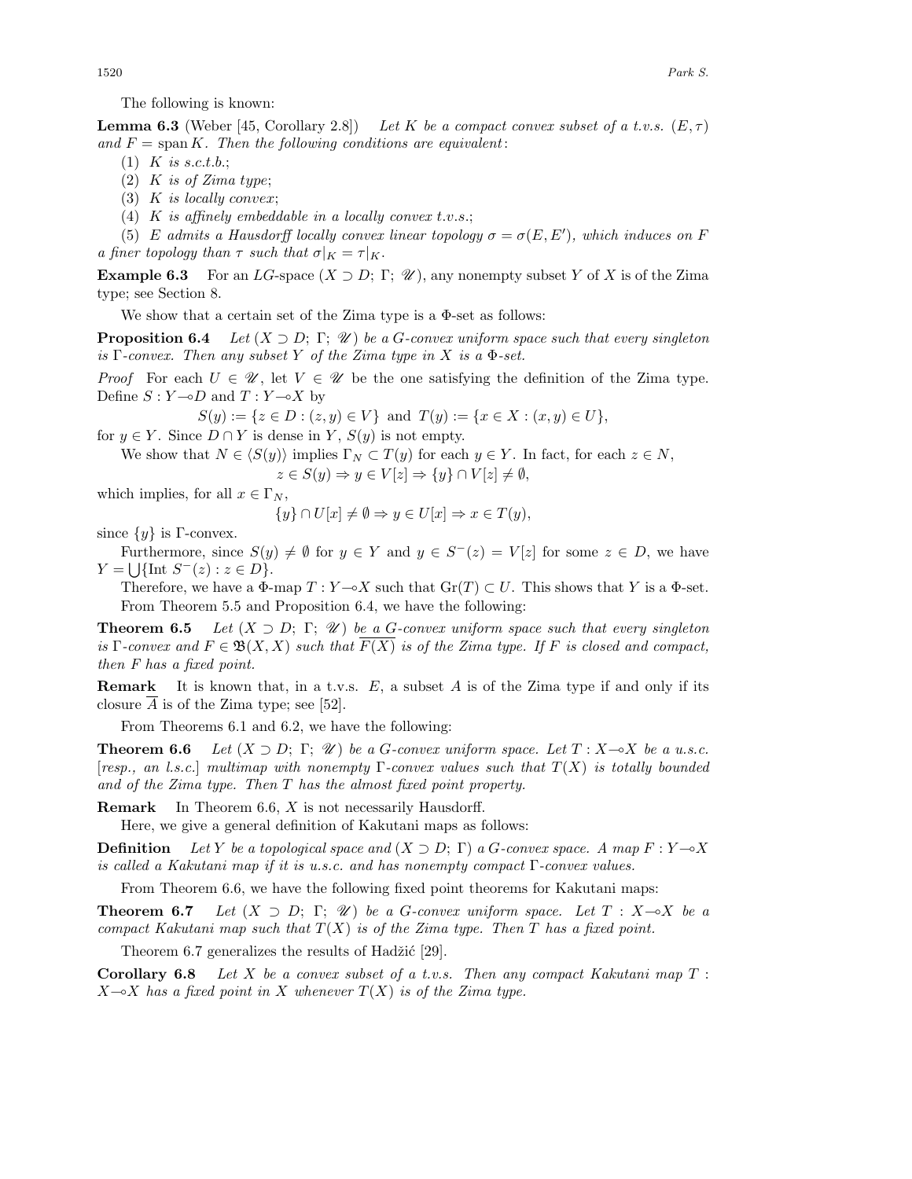The following is known:

**Lemma 6.3** (Weber [45, Corollary 2.8]) *Let $K$ be a compact convex subset of a t.v.s. $(E, \tau)$ and $F = \operatorname{span} K$. Then the following conditions are equivalent*:

(1) *$K$ is s.c.t.b.*;

(2) *$K$ is of Zima type*;

(3) *$K$ is locally convex*;

(4) *$K$ is affinely embeddable in a locally convex t.v.s.*;

(5) *$E$ admits a Hausdorff locally convex linear topology $\sigma = \sigma(E, E')$, which induces on $F$ a finer topology than $\tau$ such that $\sigma|_K = \tau|_K$.*

**Example 6.3** For an *LG*-space $(X \supset D;\ \Gamma;\ \mathscr{U})$, any nonempty subset $Y$ of $X$ is of the Zima type; see Section 8.

We show that a certain set of the Zima type is a $\Phi$-set as follows:

**Proposition 6.4** *Let $(X \supset D;\ \Gamma;\ \mathscr{U})$ be a G-convex uniform space such that every singleton is $\Gamma$-convex. Then any subset $Y$ of the Zima type in $X$ is a $\Phi$-set.*

*Proof* For each $U \in \mathscr{U}$, let $V \in \mathscr{U}$ be the one satisfying the definition of the Zima type. Define $S : Y \multimap D$ and $T : Y \multimap X$ by

$$S(y) := \{z \in D : (z, y) \in V\} \text{ and } T(y) := \{x \in X : (x, y) \in U\},$$

for $y \in Y$. Since $D \cap Y$ is dense in $Y$, $S(y)$ is not empty.

We show that $N \in \langle S(y) \rangle$ implies $\Gamma_N \subset T(y)$ for each $y \in Y$. In fact, for each $z \in N$,

$$z \in S(y) \Rightarrow y \in V[z] \Rightarrow \{y\} \cap V[z] \neq \emptyset,$$

which implies, for all $x \in \Gamma_N$,

$$\{y\} \cap U[x] \neq \emptyset \Rightarrow y \in U[x] \Rightarrow x \in T(y),$$

since $\{y\}$ is $\Gamma$-convex.

Furthermore, since $S(y) \neq \emptyset$ for $y \in Y$ and $y \in S^{-}(z) = V[z]$ for some $z \in D$, we have $Y = \bigcup \{\text{Int } S^{-}(z) : z \in D\}$.

Therefore, we have a $\Phi$-map $T : Y \multimap X$ such that $\text{Gr}(T) \subset U$. This shows that $Y$ is a $\Phi$-set.

From Theorem 5.5 and Proposition 6.4, we have the following:

**Theorem 6.5** *Let $(X \supset D;\ \Gamma;\ \mathscr{U})$ be a G-convex uniform space such that every singleton is $\Gamma$-convex and $F \in \mathfrak{B}(X, X)$ such that $\overline{F(X)}$ is of the Zima type. If $F$ is closed and compact, then $F$ has a fixed point.*

**Remark** It is known that, in a t.v.s. $E$, a subset $A$ is of the Zima type if and only if its closure $\overline{A}$ is of the Zima type; see [52].

From Theorems 6.1 and 6.2, we have the following:

**Theorem 6.6** *Let $(X \supset D;\ \Gamma;\ \mathscr{U})$ be a G-convex uniform space. Let $T : X \multimap X$ be a u.s.c. [resp., an l.s.c.] multimap with nonempty $\Gamma$-convex values such that $T(X)$ is totally bounded and of the Zima type. Then $T$ has the almost fixed point property.*

**Remark** In Theorem 6.6, $X$ is not necessarily Hausdorff.

Here, we give a general definition of Kakutani maps as follows:

**Definition** *Let $Y$ be a topological space and $(X \supset D;\ \Gamma)$ a G-convex space. A map $F : Y \multimap X$ is called a Kakutani map if it is u.s.c. and has nonempty compact $\Gamma$-convex values.*

From Theorem 6.6, we have the following fixed point theorems for Kakutani maps:

**Theorem 6.7** *Let $(X \supset D;\ \Gamma;\ \mathscr{U})$ be a G-convex uniform space. Let $T : X \multimap X$ be a compact Kakutani map such that $T(X)$ is of the Zima type. Then $T$ has a fixed point.*

Theorem 6.7 generalizes the results of Hadžić [29].

**Corollary 6.8** *Let $X$ be a convex subset of a t.v.s. Then any compact Kakutani map $T : X \multimap X$ has a fixed point in $X$ whenever $T(X)$ is of the Zima type.*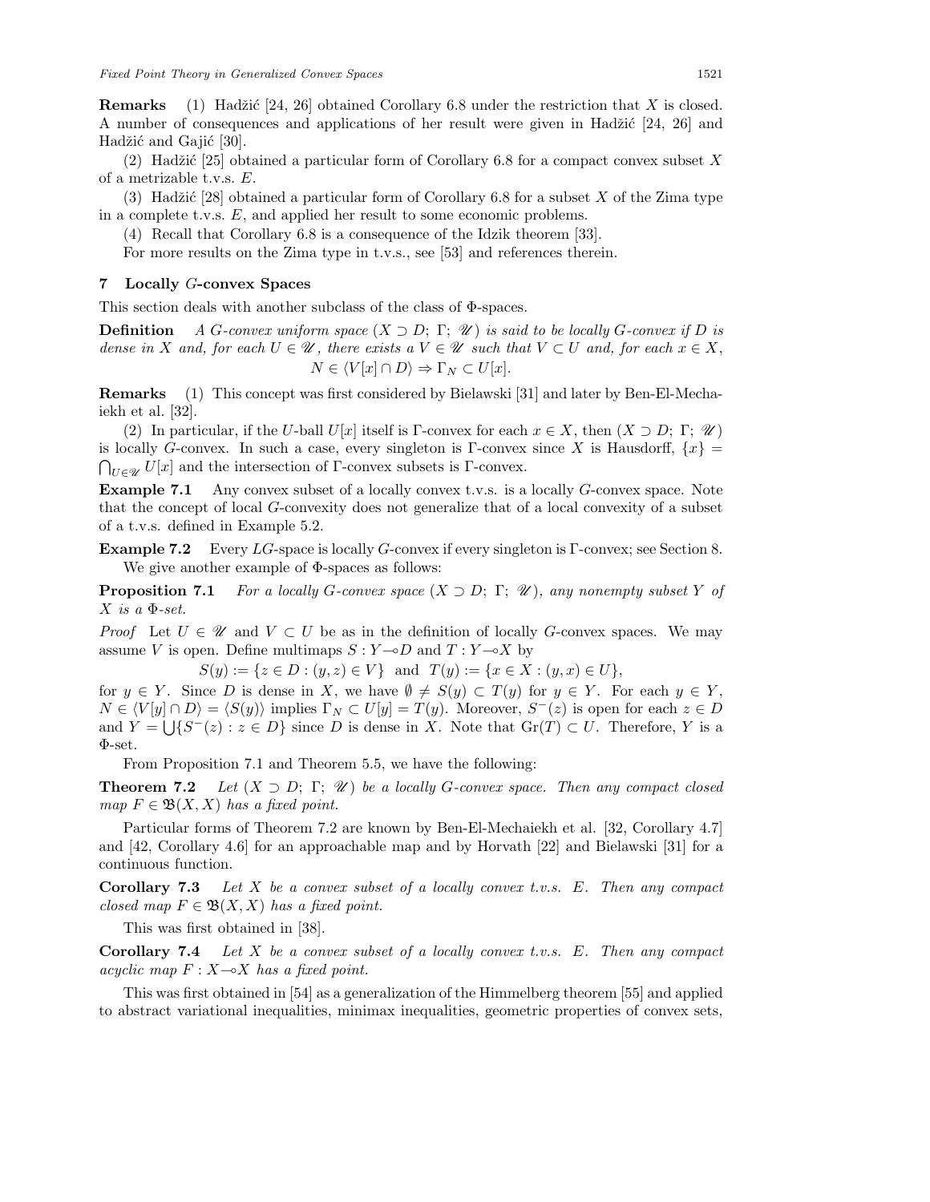**Remarks** (1) Hadžić [24, 26] obtained Corollary 6.8 under the restriction that $X$ is closed. A number of consequences and applications of her result were given in Hadžić [24, 26] and Hadžić and Gajić [30].

(2) Hadžić [25] obtained a particular form of Corollary 6.8 for a compact convex subset $X$ of a metrizable t.v.s. $E$.

(3) Hadžić [28] obtained a particular form of Corollary 6.8 for a subset $X$ of the Zima type in a complete t.v.s. $E$, and applied her result to some economic problems.

(4) Recall that Corollary 6.8 is a consequence of the Idzik theorem [33].

For more results on the Zima type in t.v.s., see [53] and references therein.

## 7 Locally $G$-convex Spaces

This section deals with another subclass of the class of $\Phi$-spaces.

**Definition** *A $G$-convex uniform space $(X \supset D;\ \Gamma;\ \mathscr{U})$ is said to be locally $G$-convex if $D$ is dense in $X$ and, for each $U \in \mathscr{U}$, there exists a $V \in \mathscr{U}$ such that $V \subset U$ and, for each $x \in X$,*

$$N \in \langle V[x] \cap D \rangle \Rightarrow \Gamma_N \subset U[x].$$

**Remarks** (1) This concept was first considered by Bielawski [31] and later by Ben-El-Mechaiekh et al. [32].

(2) In particular, if the $U$-ball $U[x]$ itself is $\Gamma$-convex for each $x \in X$, then $(X \supset D;\ \Gamma;\ \mathscr{U})$ is locally $G$-convex. In such a case, every singleton is $\Gamma$-convex since $X$ is Hausdorff, $\{x\} = \bigcap_{U \in \mathscr{U}} U[x]$ and the intersection of $\Gamma$-convex subsets is $\Gamma$-convex.

**Example 7.1** Any convex subset of a locally convex t.v.s. is a locally $G$-convex space. Note that the concept of local $G$-convexity does not generalize that of a local convexity of a subset of a t.v.s. defined in Example 5.2.

**Example 7.2** Every $LG$-space is locally $G$-convex if every singleton is $\Gamma$-convex; see Section 8.

We give another example of $\Phi$-spaces as follows:

**Proposition 7.1** *For a locally $G$-convex space $(X \supset D;\ \Gamma;\ \mathscr{U})$, any nonempty subset $Y$ of $X$ is a $\Phi$-set.*

*Proof* Let $U \in \mathscr{U}$ and $V \subset U$ be as in the definition of locally $G$-convex spaces. We may assume $V$ is open. Define multimaps $S : Y \multimap D$ and $T : Y \multimap X$ by

$$S(y) := \{z \in D : (y, z) \in V\} \ \text{ and } \ T(y) := \{x \in X : (y, x) \in U\},$$

for $y \in Y$. Since $D$ is dense in $X$, we have $\emptyset \neq S(y) \subset T(y)$ for $y \in Y$. For each $y \in Y$, $N \in \langle V[y] \cap D \rangle = \langle S(y) \rangle$ implies $\Gamma_N \subset U[y] = T(y)$. Moreover, $S^{-}(z)$ is open for each $z \in D$ and $Y = \bigcup\{S^{-}(z) : z \in D\}$ since $D$ is dense in $X$. Note that $\mathrm{Gr}(T) \subset U$. Therefore, $Y$ is a $\Phi$-set.

From Proposition 7.1 and Theorem 5.5, we have the following:

**Theorem 7.2** *Let $(X \supset D;\ \Gamma;\ \mathscr{U})$ be a locally $G$-convex space. Then any compact closed map $F \in \mathfrak{B}(X, X)$ has a fixed point.*

Particular forms of Theorem 7.2 are known by Ben-El-Mechaiekh et al. [32, Corollary 4.7] and [42, Corollary 4.6] for an approachable map and by Horvath [22] and Bielawski [31] for a continuous function.

**Corollary 7.3** *Let $X$ be a convex subset of a locally convex t.v.s. $E$. Then any compact closed map $F \in \mathfrak{B}(X, X)$ has a fixed point.*

This was first obtained in [38].

**Corollary 7.4** *Let $X$ be a convex subset of a locally convex t.v.s. $E$. Then any compact acyclic map $F : X \multimap X$ has a fixed point.*

This was first obtained in [54] as a generalization of the Himmelberg theorem [55] and applied to abstract variational inequalities, minimax inequalities, geometric properties of convex sets,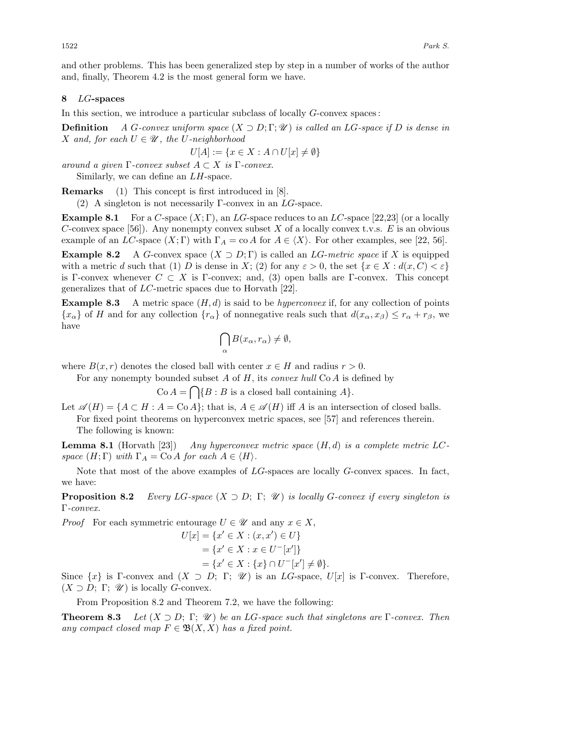and other problems. This has been generalized step by step in a number of works of the author and, finally, Theorem 4.2 is the most general form we have.

## 8 $LG$-spaces

In this section, we introduce a particular subclass of locally $G$-convex spaces:

**Definition** *A $G$-convex uniform space $(X \supset D; \Gamma; \mathscr{U})$ is called an $LG$-space if $D$ is dense in $X$ and, for each $U \in \mathscr{U}$, the $U$-neighborhood*

$$U[A] := \{x \in X : A \cap U[x] \neq \emptyset\}$$

*around a given $\Gamma$-convex subset $A \subset X$ is $\Gamma$-convex.*

Similarly, we can define an $LH$-space.

**Remarks** (1) This concept is first introduced in [8].

(2) A singleton is not necessarily $\Gamma$-convex in an $LG$-space.

**Example 8.1** For a $C$-space $(X; \Gamma)$, an $LG$-space reduces to an $LC$-space [22,23] (or a locally $C$-convex space [56]). Any nonempty convex subset $X$ of a locally convex t.v.s. $E$ is an obvious example of an $LC$-space $(X; \Gamma)$ with $\Gamma_A = \operatorname{co} A$ for $A \in \langle X \rangle$. For other examples, see [22, 56].

**Example 8.2** A $G$-convex space $(X \supset D; \Gamma)$ is called an *$LG$-metric space* if $X$ is equipped with a metric $d$ such that (1) $D$ is dense in $X$; (2) for any $\varepsilon > 0$, the set $\{x \in X : d(x, C) < \varepsilon\}$ is $\Gamma$-convex whenever $C \subset X$ is $\Gamma$-convex; and, (3) open balls are $\Gamma$-convex. This concept generalizes that of $LC$-metric spaces due to Horvath [22].

**Example 8.3** A metric space $(H, d)$ is said to be *hyperconvex* if, for any collection of points $\{x_\alpha\}$ of $H$ and for any collection $\{r_\alpha\}$ of nonnegative reals such that $d(x_\alpha, x_\beta) \leq r_\alpha + r_\beta$, we have

$$\bigcap_\alpha B(x_\alpha, r_\alpha) \neq \emptyset,$$

where $B(x, r)$ denotes the closed ball with center $x \in H$ and radius $r > 0$.

For any nonempty bounded subset $A$ of $H$, its *convex hull* $\operatorname{Co} A$ is defined by

$$\operatorname{Co} A = \bigcap \{B : B \text{ is a closed ball containing } A\}.$$

Let $\mathscr{A}(H) = \{A \subset H : A = \operatorname{Co} A\}$; that is, $A \in \mathscr{A}(H)$ iff $A$ is an intersection of closed balls.

For fixed point theorems on hyperconvex metric spaces, see [57] and references therein.

The following is known:

**Lemma 8.1** (Horvath [23]) *Any hyperconvex metric space $(H, d)$ is a complete metric $LC$-space $(H; \Gamma)$ with $\Gamma_A = \operatorname{Co} A$ for each $A \in \langle H \rangle$.*

Note that most of the above examples of $LG$-spaces are locally $G$-convex spaces. In fact, we have:

**Proposition 8.2** *Every $LG$-space $(X \supset D;\ \Gamma;\ \mathscr{U})$ is locally $G$-convex if every singleton is $\Gamma$-convex.*

*Proof* For each symmetric entourage $U \in \mathscr{U}$ and any $x \in X$,

$$\begin{aligned} U[x] &= \{x' \in X : (x, x') \in U\} \\ &= \{x' \in X : x \in U^{-}[x']\} \\ &= \{x' \in X : \{x\} \cap U^{-}[x'] \neq \emptyset\}. \end{aligned}$$

Since $\{x\}$ is $\Gamma$-convex and $(X \supset D;\ \Gamma;\ \mathscr{U})$ is an $LG$-space, $U[x]$ is $\Gamma$-convex. Therefore, $(X \supset D;\ \Gamma;\ \mathscr{U})$ is locally $G$-convex.

From Proposition 8.2 and Theorem 7.2, we have the following:

**Theorem 8.3** *Let $(X \supset D;\ \Gamma;\ \mathscr{U})$ be an $LG$-space such that singletons are $\Gamma$-convex. Then any compact closed map $F \in \mathfrak{B}(X, X)$ has a fixed point.*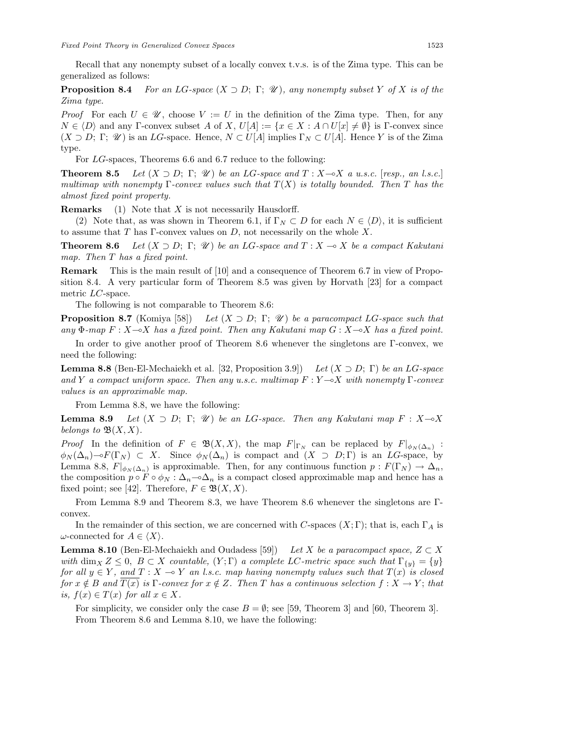Recall that any nonempty subset of a locally convex t.v.s. is of the Zima type. This can be generalized as follows:

**Proposition 8.4** *For an LG-space* $(X \supset D;\ \Gamma;\ \mathscr{U})$*, any nonempty subset* $Y$ *of* $X$ *is of the Zima type.*

*Proof* For each $U \in \mathscr{U}$, choose $V := U$ in the definition of the Zima type. Then, for any $N \in \langle D \rangle$ and any $\Gamma$-convex subset $A$ of $X$, $U[A] := \{x \in X : A \cap U[x] \neq \emptyset\}$ is $\Gamma$-convex since $(X \supset D;\ \Gamma;\ \mathscr{U})$ is an $LG$-space. Hence, $N \subset U[A]$ implies $\Gamma_N \subset U[A]$. Hence $Y$ is of the Zima type.

For $LG$-spaces, Theorems 6.6 and 6.7 reduce to the following:

**Theorem 8.5** *Let* $(X \supset D;\ \Gamma;\ \mathscr{U})$ *be an LG-space and* $T : X \multimap X$ *a u.s.c. [resp., an l.s.c.] multimap with nonempty* $\Gamma$*-convex values such that* $T(X)$ *is totally bounded. Then* $T$ *has the almost fixed point property.*

**Remarks** (1) Note that $X$ is not necessarily Hausdorff.

(2) Note that, as was shown in Theorem 6.1, if $\Gamma_N \subset D$ for each $N \in \langle D \rangle$, it is sufficient to assume that $T$ has $\Gamma$-convex values on $D$, not necessarily on the whole $X$.

**Theorem 8.6** *Let* $(X \supset D;\ \Gamma;\ \mathscr{U})$ *be an LG-space and* $T : X \multimap X$ *be a compact Kakutani map. Then* $T$ *has a fixed point.*

**Remark** This is the main result of [10] and a consequence of Theorem 6.7 in view of Proposition 8.4. A very particular form of Theorem 8.5 was given by Horvath [23] for a compact metric $LC$-space.

The following is not comparable to Theorem 8.6:

**Proposition 8.7** (Komiya [58]) *Let* $(X \supset D;\ \Gamma;\ \mathscr{U})$ *be a paracompact LG-space such that any* $\Phi$*-map* $F : X \multimap X$ *has a fixed point. Then any Kakutani map* $G : X \multimap X$ *has a fixed point.*

In order to give another proof of Theorem 8.6 whenever the singletons are $\Gamma$-convex, we need the following:

**Lemma 8.8** (Ben-El-Mechaiekh et al. [32, Proposition 3.9]) *Let* $(X \supset D;\ \Gamma)$ *be an LG-space and* $Y$ *a compact uniform space. Then any u.s.c. multimap* $F : Y \multimap X$ *with nonempty* $\Gamma$*-convex values is an approximable map.*

From Lemma 8.8, we have the following:

**Lemma 8.9** *Let* $(X \supset D;\ \Gamma;\ \mathscr{U})$ *be an LG-space. Then any Kakutani map* $F : X \multimap X$ *belongs to* $\mathfrak{B}(X, X)$.

*Proof* In the definition of $F \in \mathfrak{B}(X, X)$, the map $F|_{\Gamma_N}$ can be replaced by $F|_{\phi_N(\Delta_n)} : \phi_N(\Delta_n) \multimap F(\Gamma_N) \subset X$. Since $\phi_N(\Delta_n)$ is compact and $(X \supset D; \Gamma)$ is an $LG$-space, by Lemma 8.8, $F|_{\phi_N(\Delta_n)}$ is approximable. Then, for any continuous function $p : F(\Gamma_N) \to \Delta_n$, the composition $p \circ F \circ \phi_N : \Delta_n \multimap \Delta_n$ is a compact closed approximable map and hence has a fixed point; see [42]. Therefore, $F \in \mathfrak{B}(X, X)$.

From Lemma 8.9 and Theorem 8.3, we have Theorem 8.6 whenever the singletons are $\Gamma$-convex.

In the remainder of this section, we are concerned with $C$-spaces $(X; \Gamma)$; that is, each $\Gamma_A$ is $\omega$-connected for $A \in \langle X \rangle$.

**Lemma 8.10** (Ben-El-Mechaiekh and Oudadess [59]) *Let* $X$ *be a paracompact space,* $Z \subset X$ *with* $\dim_X Z \leq 0$*,* $B \subset X$ *countable,* $(Y; \Gamma)$ *a complete LC-metric space such that* $\Gamma_{\{y\}} = \{y\}$ *for all* $y \in Y$*, and* $T : X \multimap Y$ *an l.s.c. map having nonempty values such that* $T(x)$ *is closed for* $x \notin B$ *and* $\overline{T(x)}$ *is* $\Gamma$*-convex for* $x \notin Z$*. Then* $T$ *has a continuous selection* $f : X \to Y$*; that is,* $f(x) \in T(x)$ *for all* $x \in X$*.*

For simplicity, we consider only the case $B = \emptyset$; see [59, Theorem 3] and [60, Theorem 3].

From Theorem 8.6 and Lemma 8.10, we have the following: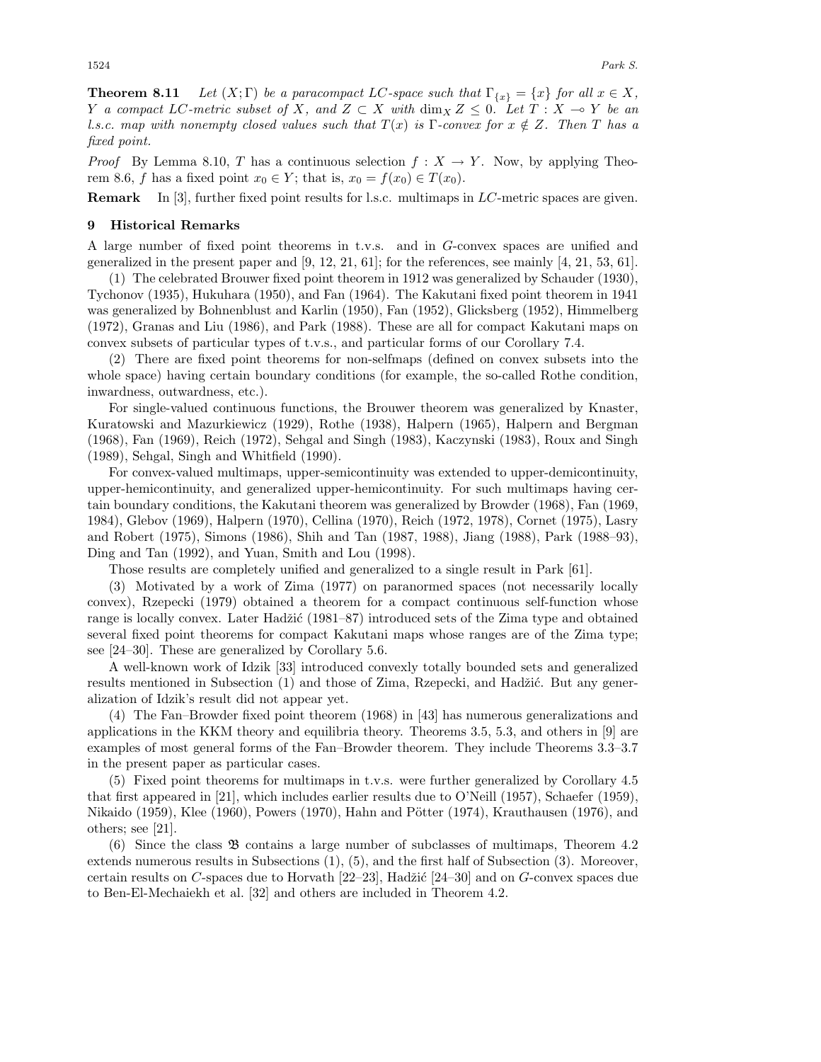**Theorem 8.11** *Let $(X;\Gamma)$ be a paracompact LC-space such that $\Gamma_{\{x\}} = \{x\}$ for all $x \in X$, $Y$ a compact LC-metric subset of $X$, and $Z \subset X$ with $\dim_X Z \leq 0$. Let $T : X \multimap Y$ be an l.s.c. map with nonempty closed values such that $T(x)$ is $\Gamma$-convex for $x \notin Z$. Then $T$ has a fixed point.*

*Proof* By Lemma 8.10, $T$ has a continuous selection $f : X \to Y$. Now, by applying Theorem 8.6, $f$ has a fixed point $x_0 \in Y$; that is, $x_0 = f(x_0) \in T(x_0)$.

**Remark** In [3], further fixed point results for l.s.c. multimaps in $LC$-metric spaces are given.

## 9 Historical Remarks

A large number of fixed point theorems in t.v.s. and in $G$-convex spaces are unified and generalized in the present paper and [9, 12, 21, 61]; for the references, see mainly [4, 21, 53, 61].

(1) The celebrated Brouwer fixed point theorem in 1912 was generalized by Schauder (1930), Tychonov (1935), Hukuhara (1950), and Fan (1964). The Kakutani fixed point theorem in 1941 was generalized by Bohnenblust and Karlin (1950), Fan (1952), Glicksberg (1952), Himmelberg (1972), Granas and Liu (1986), and Park (1988). These are all for compact Kakutani maps on convex subsets of particular types of t.v.s., and particular forms of our Corollary 7.4.

(2) There are fixed point theorems for non-selfmaps (defined on convex subsets into the whole space) having certain boundary conditions (for example, the so-called Rothe condition, inwardness, outwardness, etc.).

For single-valued continuous functions, the Brouwer theorem was generalized by Knaster, Kuratowski and Mazurkiewicz (1929), Rothe (1938), Halpern (1965), Halpern and Bergman (1968), Fan (1969), Reich (1972), Sehgal and Singh (1983), Kaczynski (1983), Roux and Singh (1989), Sehgal, Singh and Whitfield (1990).

For convex-valued multimaps, upper-semicontinuity was extended to upper-demicontinuity, upper-hemicontinuity, and generalized upper-hemicontinuity. For such multimaps having certain boundary conditions, the Kakutani theorem was generalized by Browder (1968), Fan (1969, 1984), Glebov (1969), Halpern (1970), Cellina (1970), Reich (1972, 1978), Cornet (1975), Lasry and Robert (1975), Simons (1986), Shih and Tan (1987, 1988), Jiang (1988), Park (1988–93), Ding and Tan (1992), and Yuan, Smith and Lou (1998).

Those results are completely unified and generalized to a single result in Park [61].

(3) Motivated by a work of Zima (1977) on paranormed spaces (not necessarily locally convex), Rzepecki (1979) obtained a theorem for a compact continuous self-function whose range is locally convex. Later Hadžić (1981–87) introduced sets of the Zima type and obtained several fixed point theorems for compact Kakutani maps whose ranges are of the Zima type; see [24–30]. These are generalized by Corollary 5.6.

A well-known work of Idzik [33] introduced convexly totally bounded sets and generalized results mentioned in Subsection (1) and those of Zima, Rzepecki, and Hadžić. But any generalization of Idzik's result did not appear yet.

(4) The Fan–Browder fixed point theorem (1968) in [43] has numerous generalizations and applications in the KKM theory and equilibria theory. Theorems 3.5, 5.3, and others in [9] are examples of most general forms of the Fan–Browder theorem. They include Theorems 3.3–3.7 in the present paper as particular cases.

(5) Fixed point theorems for multimaps in t.v.s. were further generalized by Corollary 4.5 that first appeared in [21], which includes earlier results due to O'Neill (1957), Schaefer (1959), Nikaido (1959), Klee (1960), Powers (1970), Hahn and Pötter (1974), Krauthausen (1976), and others; see [21].

(6) Since the class $\mathfrak{B}$ contains a large number of subclasses of multimaps, Theorem 4.2 extends numerous results in Subsections (1), (5), and the first half of Subsection (3). Moreover, certain results on $C$-spaces due to Horvath [22–23], Hadžić [24–30] and on $G$-convex spaces due to Ben-El-Mechaiekh et al. [32] and others are included in Theorem 4.2.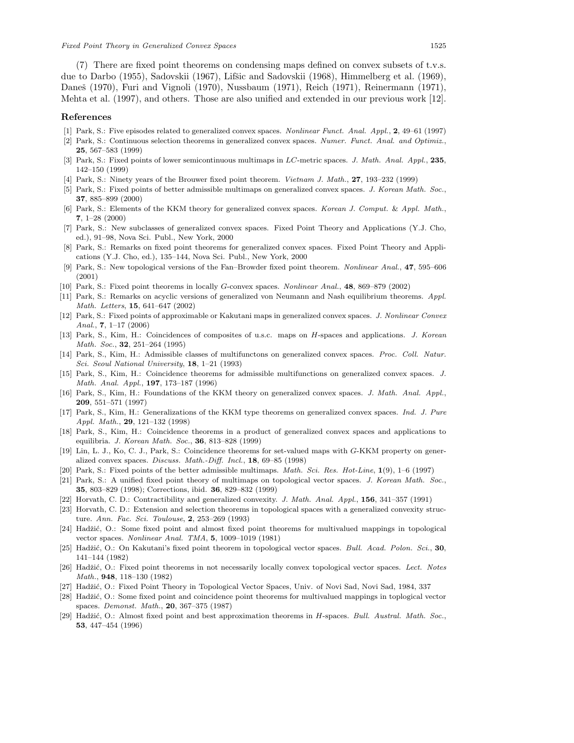(7) There are fixed point theorems on condensing maps defined on convex subsets of t.v.s. due to Darbo (1955), Sadovskii (1967), Lifšic and Sadovskii (1968), Himmelberg et al. (1969), Daneš (1970), Furi and Vignoli (1970), Nussbaum (1971), Reich (1971), Reinermann (1971), Mehta et al. (1997), and others. Those are also unified and extended in our previous work [12].

## References

[1] Park, S.: Five episodes related to generalized convex spaces. *Nonlinear Funct. Anal. Appl.*, **2**, 49–61 (1997)

[2] Park, S.: Continuous selection theorems in generalized convex spaces. *Numer. Funct. Anal. and Optimiz.*, **25**, 567–583 (1999)

[3] Park, S.: Fixed points of lower semicontinuous multimaps in *LC*-metric spaces. *J. Math. Anal. Appl.*, **235**, 142–150 (1999)

[4] Park, S.: Ninety years of the Brouwer fixed point theorem. *Vietnam J. Math.*, **27**, 193–232 (1999)

[5] Park, S.: Fixed points of better admissible multimaps on generalized convex spaces. *J. Korean Math. Soc.*, **37**, 885–899 (2000)

[6] Park, S.: Elements of the KKM theory for generalized convex spaces. *Korean J. Comput. & Appl. Math.*, **7**, 1–28 (2000)

[7] Park, S.: New subclasses of generalized convex spaces. Fixed Point Theory and Applications (Y.J. Cho, ed.), 91–98, Nova Sci. Publ., New York, 2000

[8] Park, S.: Remarks on fixed point theorems for generalized convex spaces. Fixed Point Theory and Applications (Y.J. Cho, ed.), 135–144, Nova Sci. Publ., New York, 2000

[9] Park, S.: New topological versions of the Fan–Browder fixed point theorem. *Nonlinear Anal.*, **47**, 595–606 (2001)

[10] Park, S.: Fixed point theorems in locally *G*-convex spaces. *Nonlinear Anal.*, **48**, 869–879 (2002)

[11] Park, S.: Remarks on acyclic versions of generalized von Neumann and Nash equilibrium theorems. *Appl. Math. Letters*, **15**, 641–647 (2002)

[12] Park, S.: Fixed points of approximable or Kakutani maps in generalized convex spaces. *J. Nonlinear Convex Anal.*, **7**, 1–17 (2006)

[13] Park, S., Kim, H.: Coincidences of composites of u.s.c. maps on *H*-spaces and applications. *J. Korean Math. Soc.*, **32**, 251–264 (1995)

[14] Park, S., Kim, H.: Admissible classes of multifunctons on generalized convex spaces. *Proc. Coll. Natur. Sci. Seoul National University*, **18**, 1–21 (1993)

[15] Park, S., Kim, H.: Coincidence theorems for admissible multifunctions on generalized convex spaces. *J. Math. Anal. Appl.*, **197**, 173–187 (1996)

[16] Park, S., Kim, H.: Foundations of the KKM theory on generalized convex spaces. *J. Math. Anal. Appl.*, **209**, 551–571 (1997)

[17] Park, S., Kim, H.: Generalizations of the KKM type theorems on generalized convex spaces. *Ind. J. Pure Appl. Math.*, **29**, 121–132 (1998)

[18] Park, S., Kim, H.: Coincidence theorems in a product of generalized convex spaces and applications to equilibria. *J. Korean Math. Soc.*, **36**, 813–828 (1999)

[19] Lin, L. J., Ko, C. J., Park, S.: Coincidence theorems for set-valued maps with *G*-KKM property on generalized convex spaces. *Discuss. Math.-Diff. Incl.*, **18**, 69–85 (1998)

[20] Park, S.: Fixed points of the better admissible multimaps. *Math. Sci. Res. Hot-Line*, **1**(9), 1–6 (1997)

[21] Park, S.: A unified fixed point theory of multimaps on topological vector spaces. *J. Korean Math. Soc.*, **35**, 803–829 (1998); Corrections, ibid. **36**, 829–832 (1999)

[22] Horvath, C. D.: Contractibility and generalized convexity. *J. Math. Anal. Appl.*, **156**, 341–357 (1991)

[23] Horvath, C. D.: Extension and selection theorems in topological spaces with a generalized convexity structure. *Ann. Fac. Sci. Toulouse*, **2**, 253–269 (1993)

[24] Hadžić, O.: Some fixed point and almost fixed point theorems for multivalued mappings in topological vector spaces. *Nonlinear Anal. TMA*, **5**, 1009–1019 (1981)

[25] Hadžić, O.: On Kakutani's fixed point theorem in topological vector spaces. *Bull. Acad. Polon. Sci.*, **30**, 141–144 (1982)

[26] Hadžić, O.: Fixed point theorems in not necessarily locally convex topological vector spaces. *Lect. Notes Math.*, **948**, 118–130 (1982)

[27] Hadžić, O.: Fixed Point Theory in Topological Vector Spaces, Univ. of Novi Sad, Novi Sad, 1984, 337

[28] Hadžić, O.: Some fixed point and coincidence point theorems for multivalued mappings in toplogical vector spaces. *Demonst. Math.*, **20**, 367–375 (1987)

[29] Hadžić, O.: Almost fixed point and best approximation theorems in *H*-spaces. *Bull. Austral. Math. Soc.*, **53**, 447–454 (1996)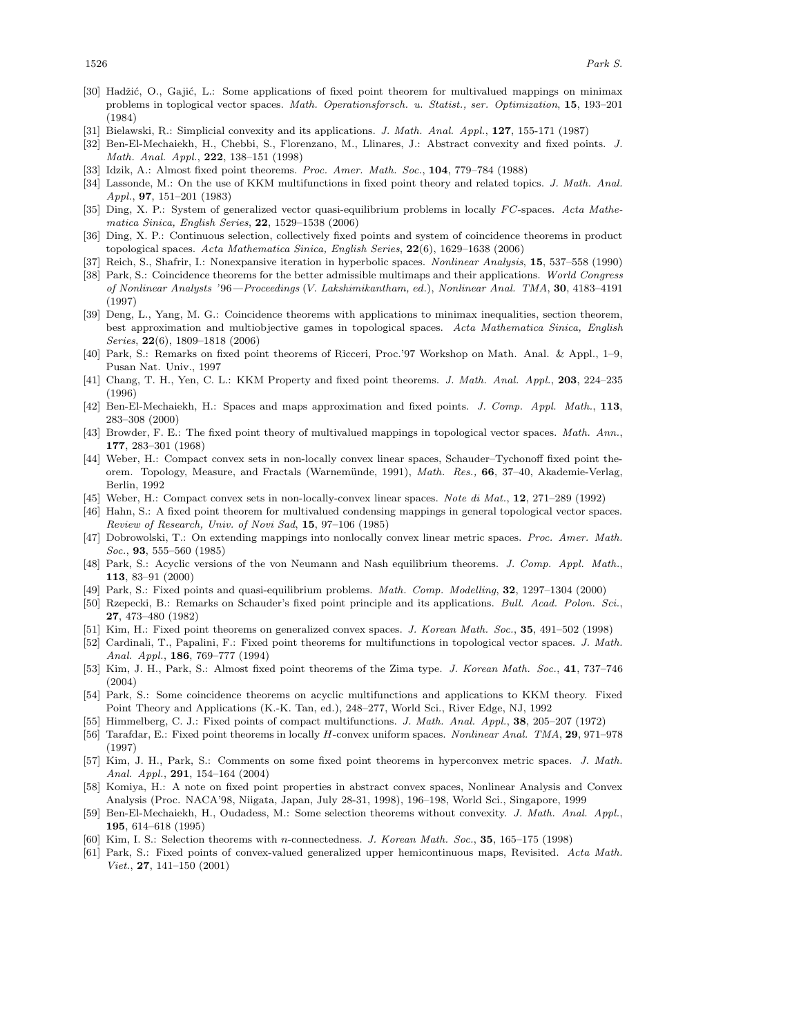[30] Hadžić, O., Gajić, L.: Some applications of fixed point theorem for multivalued mappings on minimax problems in toplogical vector spaces. *Math. Operationsforsch. u. Statist., ser. Optimization*, **15**, 193–201 (1984)

[31] Bielawski, R.: Simplicial convexity and its applications. *J. Math. Anal. Appl.*, **127**, 155-171 (1987)

[32] Ben-El-Mechaiekh, H., Chebbi, S., Florenzano, M., Llinares, J.: Abstract convexity and fixed points. *J. Math. Anal. Appl.*, **222**, 138–151 (1998)

[33] Idzik, A.: Almost fixed point theorems. *Proc. Amer. Math. Soc.*, **104**, 779–784 (1988)

[34] Lassonde, M.: On the use of KKM multifunctions in fixed point theory and related topics. *J. Math. Anal. Appl.*, **97**, 151–201 (1983)

[35] Ding, X. P.: System of generalized vector quasi-equilibrium problems in locally $FC$-spaces. *Acta Mathematica Sinica, English Series*, **22**, 1529–1538 (2006)

[36] Ding, X. P.: Continuous selection, collectively fixed points and system of coincidence theorems in product topological spaces. *Acta Mathematica Sinica, English Series*, **22**(6), 1629–1638 (2006)

[37] Reich, S., Shafrir, I.: Nonexpansive iteration in hyperbolic spaces. *Nonlinear Analysis*, **15**, 537–558 (1990)

[38] Park, S.: Coincidence theorems for the better admissible multimaps and their applications. *World Congress of Nonlinear Analysts '96—Proceedings (V. Lakshimikantham, ed.)*, *Nonlinear Anal. TMA*, **30**, 4183–4191 (1997)

[39] Deng, L., Yang, M. G.: Coincidence theorems with applications to minimax inequalities, section theorem, best approximation and multiobjective games in topological spaces. *Acta Mathematica Sinica, English Series*, **22**(6), 1809–1818 (2006)

[40] Park, S.: Remarks on fixed point theorems of Ricceri, Proc.'97 Workshop on Math. Anal. & Appl., 1–9, Pusan Nat. Univ., 1997

[41] Chang, T. H., Yen, C. L.: KKM Property and fixed point theorems. *J. Math. Anal. Appl.*, **203**, 224–235 (1996)

[42] Ben-El-Mechaiekh, H.: Spaces and maps approximation and fixed points. *J. Comp. Appl. Math.*, **113**, 283–308 (2000)

[43] Browder, F. E.: The fixed point theory of multivalued mappings in topological vector spaces. *Math. Ann.*, **177**, 283–301 (1968)

[44] Weber, H.: Compact convex sets in non-locally convex linear spaces, Schauder–Tychonoff fixed point theorem. Topology, Measure, and Fractals (Warnemünde, 1991), *Math. Res.,* **66**, 37–40, Akademie-Verlag, Berlin, 1992

[45] Weber, H.: Compact convex sets in non-locally-convex linear spaces. *Note di Mat.*, **12**, 271–289 (1992)

[46] Hahn, S.: A fixed point theorem for multivalued condensing mappings in general topological vector spaces. *Review of Research, Univ. of Novi Sad*, **15**, 97–106 (1985)

[47] Dobrowolski, T.: On extending mappings into nonlocally convex linear metric spaces. *Proc. Amer. Math. Soc.*, **93**, 555–560 (1985)

[48] Park, S.: Acyclic versions of the von Neumann and Nash equilibrium theorems. *J. Comp. Appl. Math.*, **113**, 83–91 (2000)

[49] Park, S.: Fixed points and quasi-equilibrium problems. *Math. Comp. Modelling*, **32**, 1297–1304 (2000)

[50] Rzepecki, B.: Remarks on Schauder's fixed point principle and its applications. *Bull. Acad. Polon. Sci.*, **27**, 473–480 (1982)

[51] Kim, H.: Fixed point theorems on generalized convex spaces. *J. Korean Math. Soc.*, **35**, 491–502 (1998)

[52] Cardinali, T., Papalini, F.: Fixed point theorems for multifunctions in topological vector spaces. *J. Math. Anal. Appl.*, **186**, 769–777 (1994)

[53] Kim, J. H., Park, S.: Almost fixed point theorems of the Zima type. *J. Korean Math. Soc.*, **41**, 737–746 (2004)

[54] Park, S.: Some coincidence theorems on acyclic multifunctions and applications to KKM theory. Fixed Point Theory and Applications (K.-K. Tan, ed.), 248–277, World Sci., River Edge, NJ, 1992

[55] Himmelberg, C. J.: Fixed points of compact multifunctions. *J. Math. Anal. Appl.*, **38**, 205–207 (1972)

[56] Tarafdar, E.: Fixed point theorems in locally $H$-convex uniform spaces. *Nonlinear Anal. TMA*, **29**, 971–978 (1997)

[57] Kim, J. H., Park, S.: Comments on some fixed point theorems in hyperconvex metric spaces. *J. Math. Anal. Appl.*, **291**, 154–164 (2004)

[58] Komiya, H.: A note on fixed point properties in abstract convex spaces, Nonlinear Analysis and Convex Analysis (Proc. NACA'98, Niigata, Japan, July 28-31, 1998), 196–198, World Sci., Singapore, 1999

[59] Ben-El-Mechaiekh, H., Oudadess, M.: Some selection theorems without convexity. *J. Math. Anal. Appl.*, **195**, 614–618 (1995)

[60] Kim, I. S.: Selection theorems with $n$-connectedness. *J. Korean Math. Soc.*, **35**, 165–175 (1998)

[61] Park, S.: Fixed points of convex-valued generalized upper hemicontinuous maps, Revisited. *Acta Math. Viet.*, **27**, 141–150 (2001)